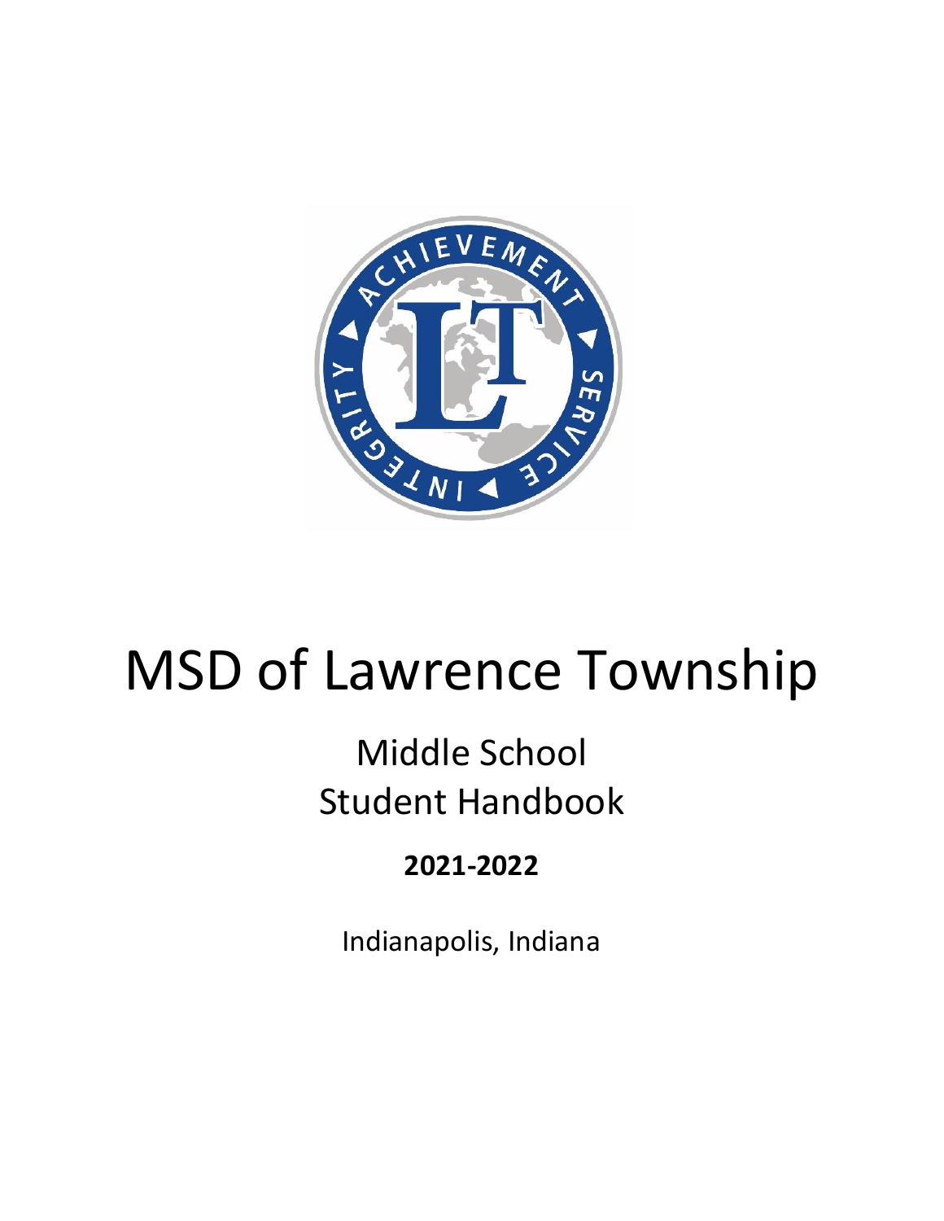# MSD of Lawrence Township

## Middle School
## Student Handbook

**2021-2022**

Indianapolis, Indiana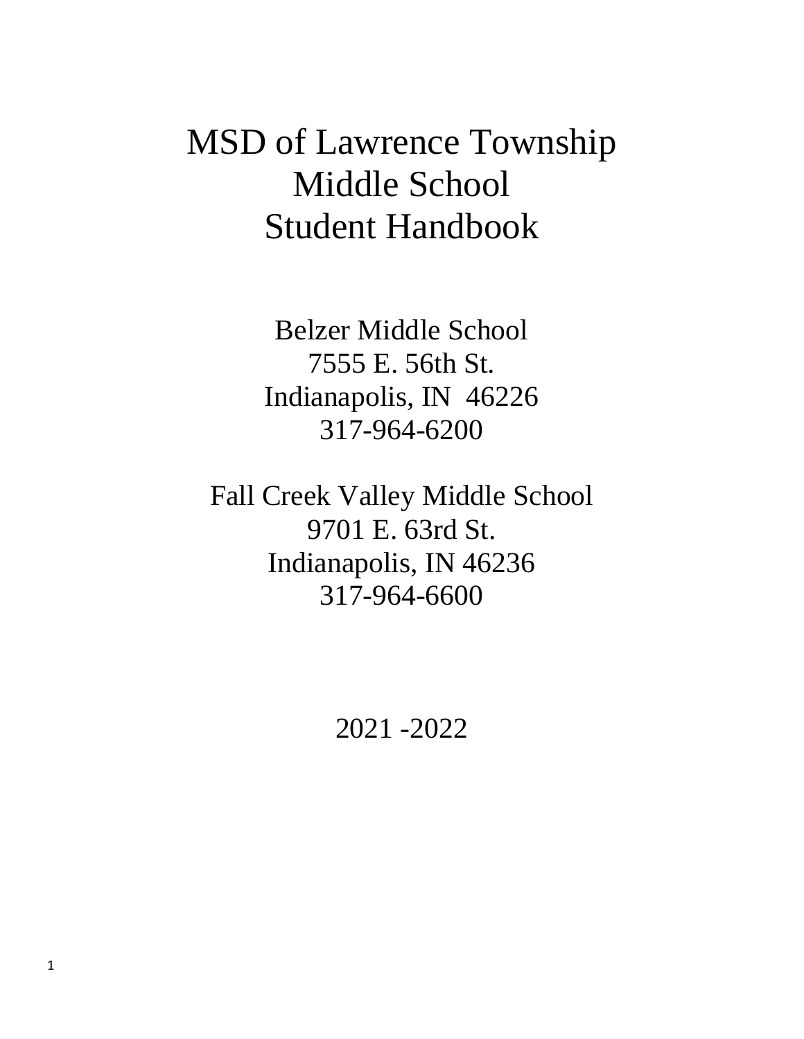# MSD of Lawrence Township Middle School Student Handbook

Belzer Middle School
7555 E. 56th St.
Indianapolis, IN 46226
317-964-6200

Fall Creek Valley Middle School
9701 E. 63rd St.
Indianapolis, IN 46236
317-964-6600

2021 -2022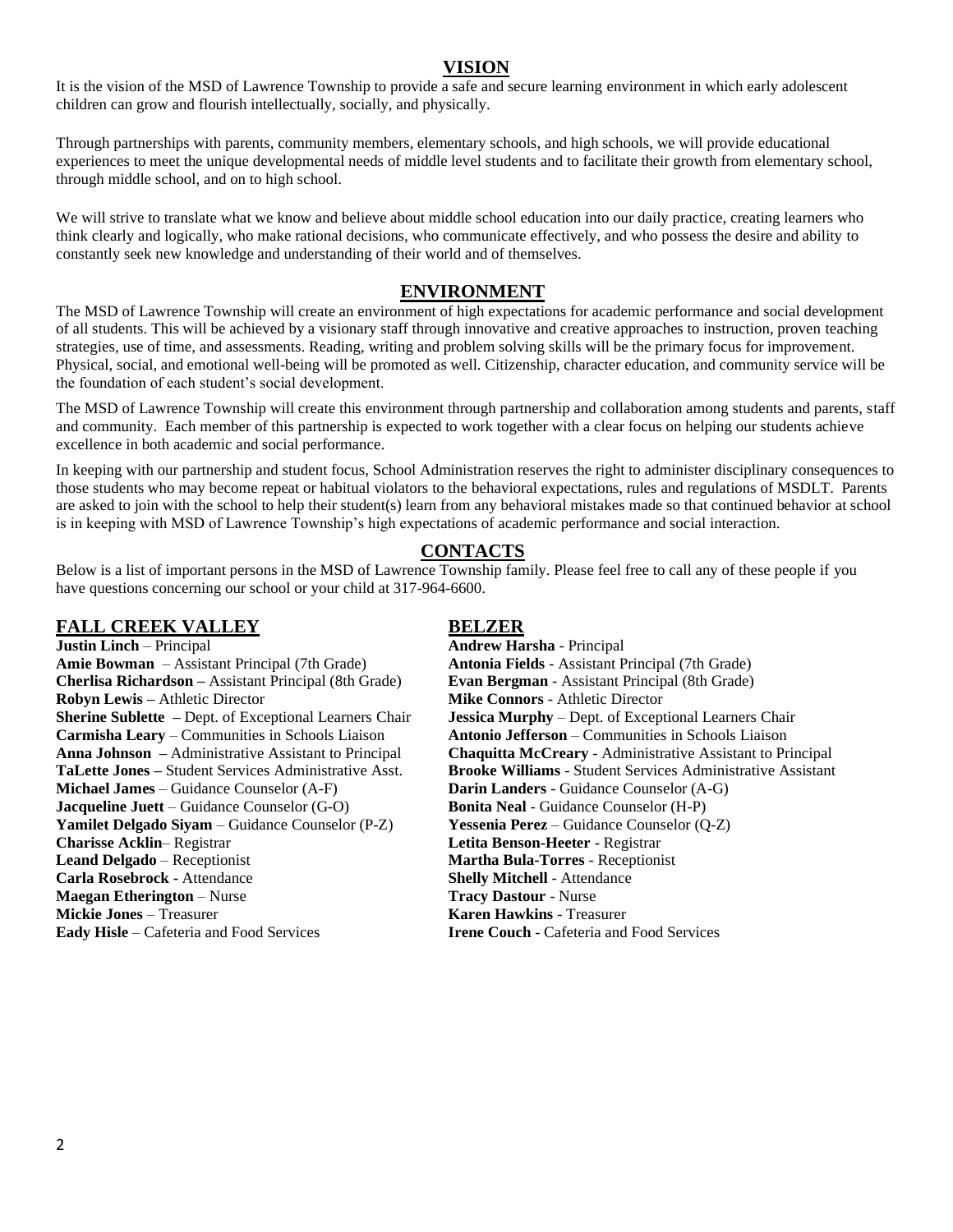## VISION

It is the vision of the MSD of Lawrence Township to provide a safe and secure learning environment in which early adolescent children can grow and flourish intellectually, socially, and physically.

Through partnerships with parents, community members, elementary schools, and high schools, we will provide educational experiences to meet the unique developmental needs of middle level students and to facilitate their growth from elementary school, through middle school, and on to high school.

We will strive to translate what we know and believe about middle school education into our daily practice, creating learners who think clearly and logically, who make rational decisions, who communicate effectively, and who possess the desire and ability to constantly seek new knowledge and understanding of their world and of themselves.

## ENVIRONMENT

The MSD of Lawrence Township will create an environment of high expectations for academic performance and social development of all students. This will be achieved by a visionary staff through innovative and creative approaches to instruction, proven teaching strategies, use of time, and assessments. Reading, writing and problem solving skills will be the primary focus for improvement. Physical, social, and emotional well-being will be promoted as well. Citizenship, character education, and community service will be the foundation of each student's social development.

The MSD of Lawrence Township will create this environment through partnership and collaboration among students and parents, staff and community. Each member of this partnership is expected to work together with a clear focus on helping our students achieve excellence in both academic and social performance.

In keeping with our partnership and student focus, School Administration reserves the right to administer disciplinary consequences to those students who may become repeat or habitual violators to the behavioral expectations, rules and regulations of MSDLT. Parents are asked to join with the school to help their student(s) learn from any behavioral mistakes made so that continued behavior at school is in keeping with MSD of Lawrence Township's high expectations of academic performance and social interaction.

## CONTACTS

Below is a list of important persons in the MSD of Lawrence Township family. Please feel free to call any of these people if you have questions concerning our school or your child at 317-964-6600.

### FALL CREEK VALLEY

**Justin Linch** – Principal
**Amie Bowman** – Assistant Principal (7th Grade)
**Cherlisa Richardson –** Assistant Principal (8th Grade)
**Robyn Lewis –** Athletic Director
**Sherine Sublette –** Dept. of Exceptional Learners Chair
**Carmisha Leary** – Communities in Schools Liaison
**Anna Johnson –** Administrative Assistant to Principal
**TaLette Jones –** Student Services Administrative Asst.
**Michael James** – Guidance Counselor (A-F)
**Jacqueline Juett** – Guidance Counselor (G-O)
**Yamilet Delgado Siyam** – Guidance Counselor (P-Z)
**Charisse Acklin**– Registrar
**Leand Delgado** – Receptionist
**Carla Rosebrock -** Attendance
**Maegan Etherington** – Nurse
**Mickie Jones** – Treasurer
**Eady Hisle** – Cafeteria and Food Services

### BELZER

**Andrew Harsha** - Principal
**Antonia Fields** - Assistant Principal (7th Grade)
**Evan Bergman** - Assistant Principal (8th Grade)
**Mike Connors** - Athletic Director
**Jessica Murphy** – Dept. of Exceptional Learners Chair
**Antonio Jefferson** – Communities in Schools Liaison
**Chaquitta McCreary** - Administrative Assistant to Principal
**Brooke Williams** - Student Services Administrative Assistant
**Darin Landers** - Guidance Counselor (A-G)
**Bonita Neal** - Guidance Counselor (H-P)
**Yessenia Perez** – Guidance Counselor (Q-Z)
**Letita Benson-Heeter** - Registrar
**Martha Bula-Torres** - Receptionist
**Shelly Mitchell** - Attendance
**Tracy Dastour** - Nurse
**Karen Hawkins** - Treasurer
**Irene Couch** - Cafeteria and Food Services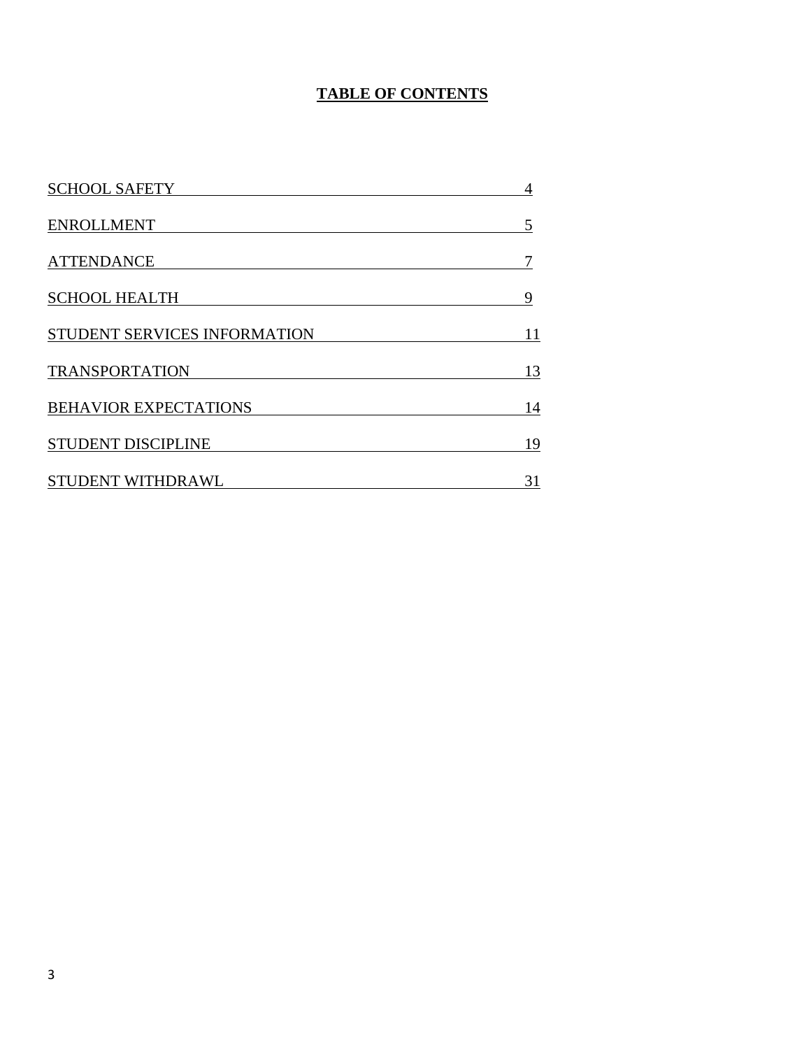# TABLE OF CONTENTS

| Section | Page |
|---|---|
| SCHOOL SAFETY | 4 |
| ENROLLMENT | 5 |
| ATTENDANCE | 7 |
| SCHOOL HEALTH | 9 |
| STUDENT SERVICES INFORMATION | 11 |
| TRANSPORTATION | 13 |
| BEHAVIOR EXPECTATIONS | 14 |
| STUDENT DISCIPLINE | 19 |
| STUDENT WITHDRAWL | 31 |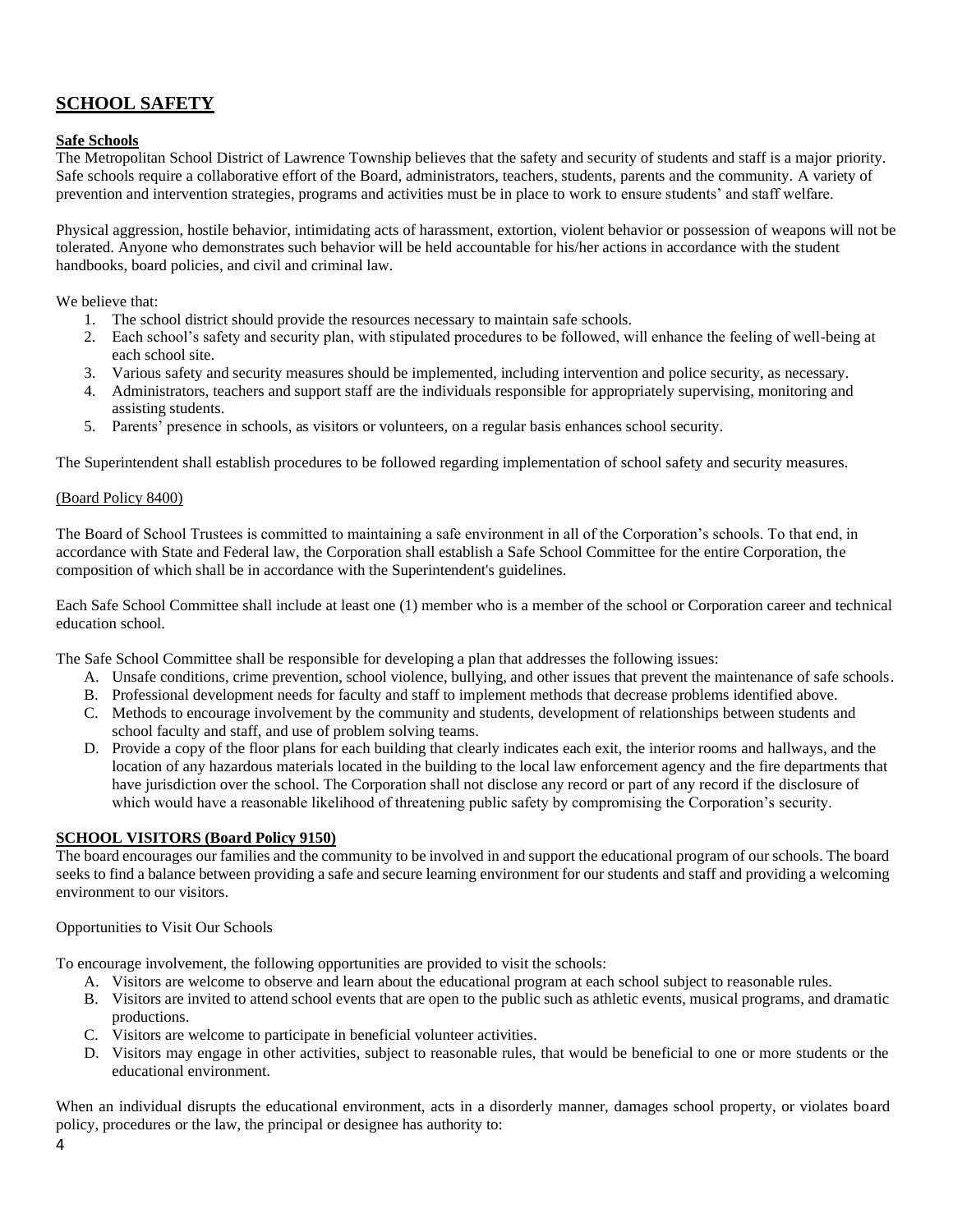## SCHOOL SAFETY

**Safe Schools**

The Metropolitan School District of Lawrence Township believes that the safety and security of students and staff is a major priority. Safe schools require a collaborative effort of the Board, administrators, teachers, students, parents and the community. A variety of prevention and intervention strategies, programs and activities must be in place to work to ensure students' and staff welfare.

Physical aggression, hostile behavior, intimidating acts of harassment, extortion, violent behavior or possession of weapons will not be tolerated. Anyone who demonstrates such behavior will be held accountable for his/her actions in accordance with the student handbooks, board policies, and civil and criminal law.

We believe that:

1. The school district should provide the resources necessary to maintain safe schools.
2. Each school's safety and security plan, with stipulated procedures to be followed, will enhance the feeling of well-being at each school site.
3. Various safety and security measures should be implemented, including intervention and police security, as necessary.
4. Administrators, teachers and support staff are the individuals responsible for appropriately supervising, monitoring and assisting students.
5. Parents' presence in schools, as visitors or volunteers, on a regular basis enhances school security.

The Superintendent shall establish procedures to be followed regarding implementation of school safety and security measures.

(Board Policy 8400)

The Board of School Trustees is committed to maintaining a safe environment in all of the Corporation's schools. To that end, in accordance with State and Federal law, the Corporation shall establish a Safe School Committee for the entire Corporation, the composition of which shall be in accordance with the Superintendent's guidelines.

Each Safe School Committee shall include at least one (1) member who is a member of the school or Corporation career and technical education school.

The Safe School Committee shall be responsible for developing a plan that addresses the following issues:

A. Unsafe conditions, crime prevention, school violence, bullying, and other issues that prevent the maintenance of safe schools.
B. Professional development needs for faculty and staff to implement methods that decrease problems identified above.
C. Methods to encourage involvement by the community and students, development of relationships between students and school faculty and staff, and use of problem solving teams.
D. Provide a copy of the floor plans for each building that clearly indicates each exit, the interior rooms and hallways, and the location of any hazardous materials located in the building to the local law enforcement agency and the fire departments that have jurisdiction over the school. The Corporation shall not disclose any record or part of any record if the disclosure of which would have a reasonable likelihood of threatening public safety by compromising the Corporation's security.

**SCHOOL VISITORS (Board Policy 9150)**

The board encourages our families and the community to be involved in and support the educational program of our schools. The board seeks to find a balance between providing a safe and secure learning environment for our students and staff and providing a welcoming environment to our visitors.

Opportunities to Visit Our Schools

To encourage involvement, the following opportunities are provided to visit the schools:

A. Visitors are welcome to observe and learn about the educational program at each school subject to reasonable rules.
B. Visitors are invited to attend school events that are open to the public such as athletic events, musical programs, and dramatic productions.
C. Visitors are welcome to participate in beneficial volunteer activities.
D. Visitors may engage in other activities, subject to reasonable rules, that would be beneficial to one or more students or the educational environment.

When an individual disrupts the educational environment, acts in a disorderly manner, damages school property, or violates board policy, procedures or the law, the principal or designee has authority to: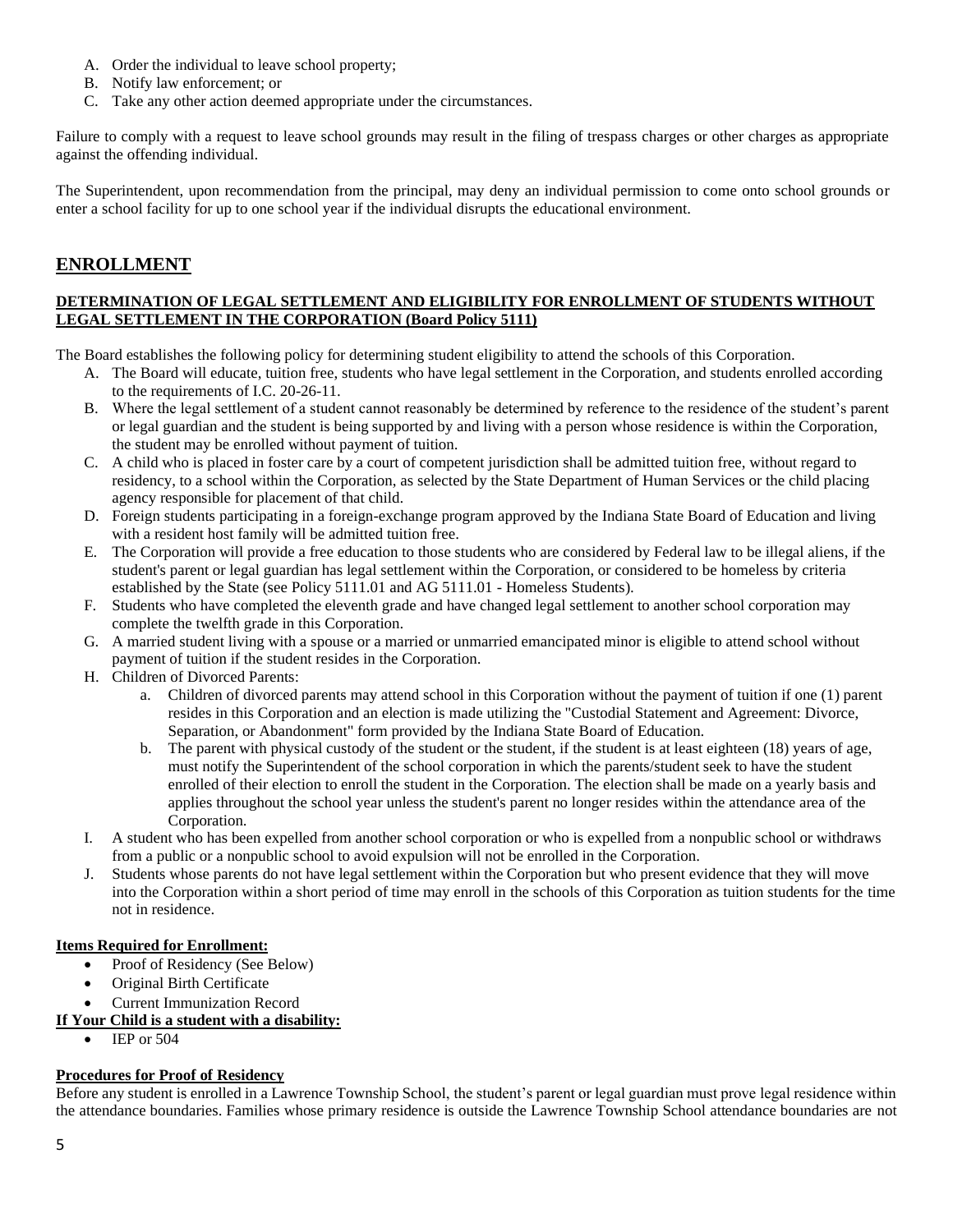A. Order the individual to leave school property;
B. Notify law enforcement; or
C. Take any other action deemed appropriate under the circumstances.

Failure to comply with a request to leave school grounds may result in the filing of trespass charges or other charges as appropriate against the offending individual.

The Superintendent, upon recommendation from the principal, may deny an individual permission to come onto school grounds or enter a school facility for up to one school year if the individual disrupts the educational environment.

## ENROLLMENT

### DETERMINATION OF LEGAL SETTLEMENT AND ELIGIBILITY FOR ENROLLMENT OF STUDENTS WITHOUT LEGAL SETTLEMENT IN THE CORPORATION (Board Policy 5111)

The Board establishes the following policy for determining student eligibility to attend the schools of this Corporation.

A. The Board will educate, tuition free, students who have legal settlement in the Corporation, and students enrolled according to the requirements of I.C. 20-26-11.
B. Where the legal settlement of a student cannot reasonably be determined by reference to the residence of the student's parent or legal guardian and the student is being supported by and living with a person whose residence is within the Corporation, the student may be enrolled without payment of tuition.
C. A child who is placed in foster care by a court of competent jurisdiction shall be admitted tuition free, without regard to residency, to a school within the Corporation, as selected by the State Department of Human Services or the child placing agency responsible for placement of that child.
D. Foreign students participating in a foreign-exchange program approved by the Indiana State Board of Education and living with a resident host family will be admitted tuition free.
E. The Corporation will provide a free education to those students who are considered by Federal law to be illegal aliens, if the student's parent or legal guardian has legal settlement within the Corporation, or considered to be homeless by criteria established by the State (see Policy 5111.01 and AG 5111.01 - Homeless Students).
F. Students who have completed the eleventh grade and have changed legal settlement to another school corporation may complete the twelfth grade in this Corporation.
G. A married student living with a spouse or a married or unmarried emancipated minor is eligible to attend school without payment of tuition if the student resides in the Corporation.
H. Children of Divorced Parents:
    a. Children of divorced parents may attend school in this Corporation without the payment of tuition if one (1) parent resides in this Corporation and an election is made utilizing the "Custodial Statement and Agreement: Divorce, Separation, or Abandonment" form provided by the Indiana State Board of Education.
    b. The parent with physical custody of the student or the student, if the student is at least eighteen (18) years of age, must notify the Superintendent of the school corporation in which the parents/student seek to have the student enrolled of their election to enroll the student in the Corporation. The election shall be made on a yearly basis and applies throughout the school year unless the student's parent no longer resides within the attendance area of the Corporation.
I. A student who has been expelled from another school corporation or who is expelled from a nonpublic school or withdraws from a public or a nonpublic school to avoid expulsion will not be enrolled in the Corporation.
J. Students whose parents do not have legal settlement within the Corporation but who present evidence that they will move into the Corporation within a short period of time may enroll in the schools of this Corporation as tuition students for the time not in residence.

**Items Required for Enrollment:**

- Proof of Residency (See Below)
- Original Birth Certificate
- Current Immunization Record

**If Your Child is a student with a disability:**

- IEP or 504

**Procedures for Proof of Residency**

Before any student is enrolled in a Lawrence Township School, the student's parent or legal guardian must prove legal residence within the attendance boundaries. Families whose primary residence is outside the Lawrence Township School attendance boundaries are not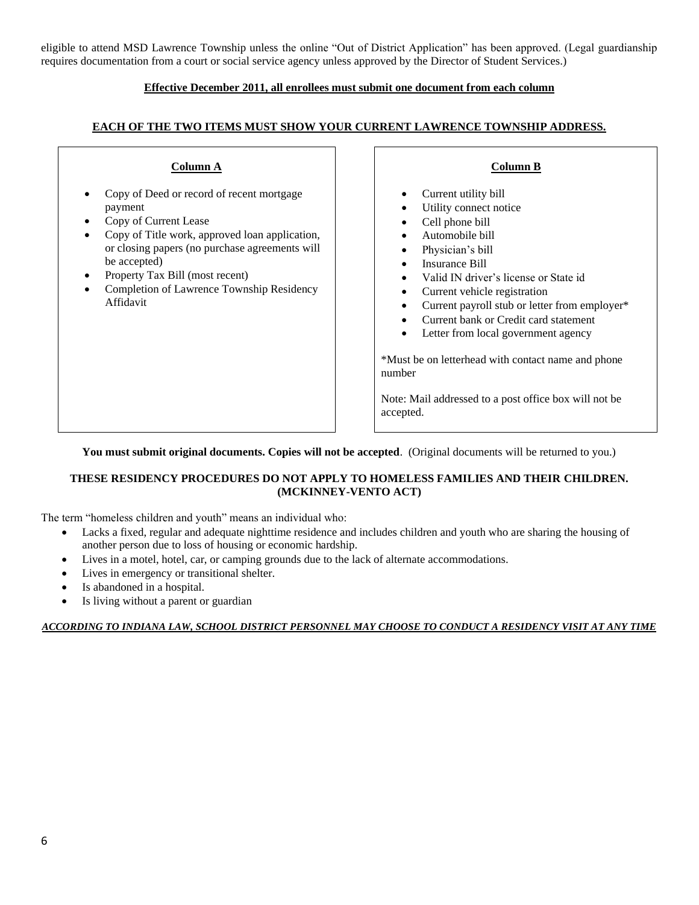eligible to attend MSD Lawrence Township unless the online "Out of District Application" has been approved. (Legal guardianship requires documentation from a court or social service agency unless approved by the Director of Student Services.)

**Effective December 2011, all enrollees must submit one document from each column**

**EACH OF THE TWO ITEMS MUST SHOW YOUR CURRENT LAWRENCE TOWNSHIP ADDRESS.**

**Column A**

- Copy of Deed or record of recent mortgage payment
- Copy of Current Lease
- Copy of Title work, approved loan application, or closing papers (no purchase agreements will be accepted)
- Property Tax Bill (most recent)
- Completion of Lawrence Township Residency Affidavit

**Column B**

- Current utility bill
- Utility connect notice
- Cell phone bill
- Automobile bill
- Physician's bill
- Insurance Bill
- Valid IN driver's license or State id
- Current vehicle registration
- Current payroll stub or letter from employer*
- Current bank or Credit card statement
- Letter from local government agency

*Must be on letterhead with contact name and phone number

Note: Mail addressed to a post office box will not be accepted.

**You must submit original documents. Copies will not be accepted**. (Original documents will be returned to you.)

**THESE RESIDENCY PROCEDURES DO NOT APPLY TO HOMELESS FAMILIES AND THEIR CHILDREN. (MCKINNEY-VENTO ACT)**

The term "homeless children and youth" means an individual who:

- Lacks a fixed, regular and adequate nighttime residence and includes children and youth who are sharing the housing of another person due to loss of housing or economic hardship.
- Lives in a motel, hotel, car, or camping grounds due to the lack of alternate accommodations.
- Lives in emergency or transitional shelter.
- Is abandoned in a hospital.
- Is living without a parent or guardian

***ACCORDING TO INDIANA LAW, SCHOOL DISTRICT PERSONNEL MAY CHOOSE TO CONDUCT A RESIDENCY VISIT AT ANY TIME***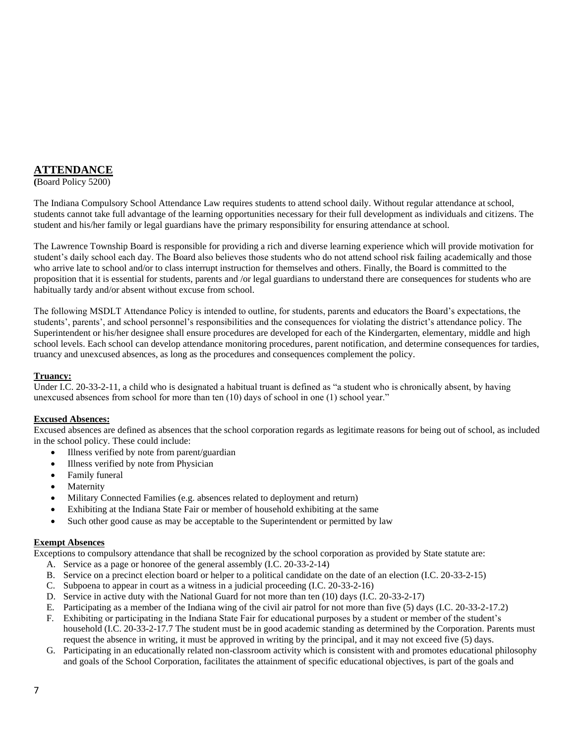## ATTENDANCE

**(**Board Policy 5200)

The Indiana Compulsory School Attendance Law requires students to attend school daily. Without regular attendance at school, students cannot take full advantage of the learning opportunities necessary for their full development as individuals and citizens. The student and his/her family or legal guardians have the primary responsibility for ensuring attendance at school.

The Lawrence Township Board is responsible for providing a rich and diverse learning experience which will provide motivation for student's daily school each day. The Board also believes those students who do not attend school risk failing academically and those who arrive late to school and/or to class interrupt instruction for themselves and others. Finally, the Board is committed to the proposition that it is essential for students, parents and /or legal guardians to understand there are consequences for students who are habitually tardy and/or absent without excuse from school.

The following MSDLT Attendance Policy is intended to outline, for students, parents and educators the Board's expectations, the students', parents', and school personnel's responsibilities and the consequences for violating the district's attendance policy. The Superintendent or his/her designee shall ensure procedures are developed for each of the Kindergarten, elementary, middle and high school levels. Each school can develop attendance monitoring procedures, parent notification, and determine consequences for tardies, truancy and unexcused absences, as long as the procedures and consequences complement the policy.

**Truancy:**

Under I.C. 20-33-2-11, a child who is designated a habitual truant is defined as "a student who is chronically absent, by having unexcused absences from school for more than ten (10) days of school in one (1) school year."

**Excused Absences:**

Excused absences are defined as absences that the school corporation regards as legitimate reasons for being out of school, as included in the school policy. These could include:

- Illness verified by note from parent/guardian
- Illness verified by note from Physician
- Family funeral
- Maternity
- Military Connected Families (e.g. absences related to deployment and return)
- Exhibiting at the Indiana State Fair or member of household exhibiting at the same
- Such other good cause as may be acceptable to the Superintendent or permitted by law

**Exempt Absences**

Exceptions to compulsory attendance that shall be recognized by the school corporation as provided by State statute are:

A. Service as a page or honoree of the general assembly (I.C. 20-33-2-14)
B. Service on a precinct election board or helper to a political candidate on the date of an election (I.C. 20-33-2-15)
C. Subpoena to appear in court as a witness in a judicial proceeding (I.C. 20-33-2-16)
D. Service in active duty with the National Guard for not more than ten (10) days (I.C. 20-33-2-17)
E. Participating as a member of the Indiana wing of the civil air patrol for not more than five (5) days (I.C. 20-33-2-17.2)
F. Exhibiting or participating in the Indiana State Fair for educational purposes by a student or member of the student's household (I.C. 20-33-2-17.7 The student must be in good academic standing as determined by the Corporation. Parents must request the absence in writing, it must be approved in writing by the principal, and it may not exceed five (5) days.
G. Participating in an educationally related non-classroom activity which is consistent with and promotes educational philosophy and goals of the School Corporation, facilitates the attainment of specific educational objectives, is part of the goals and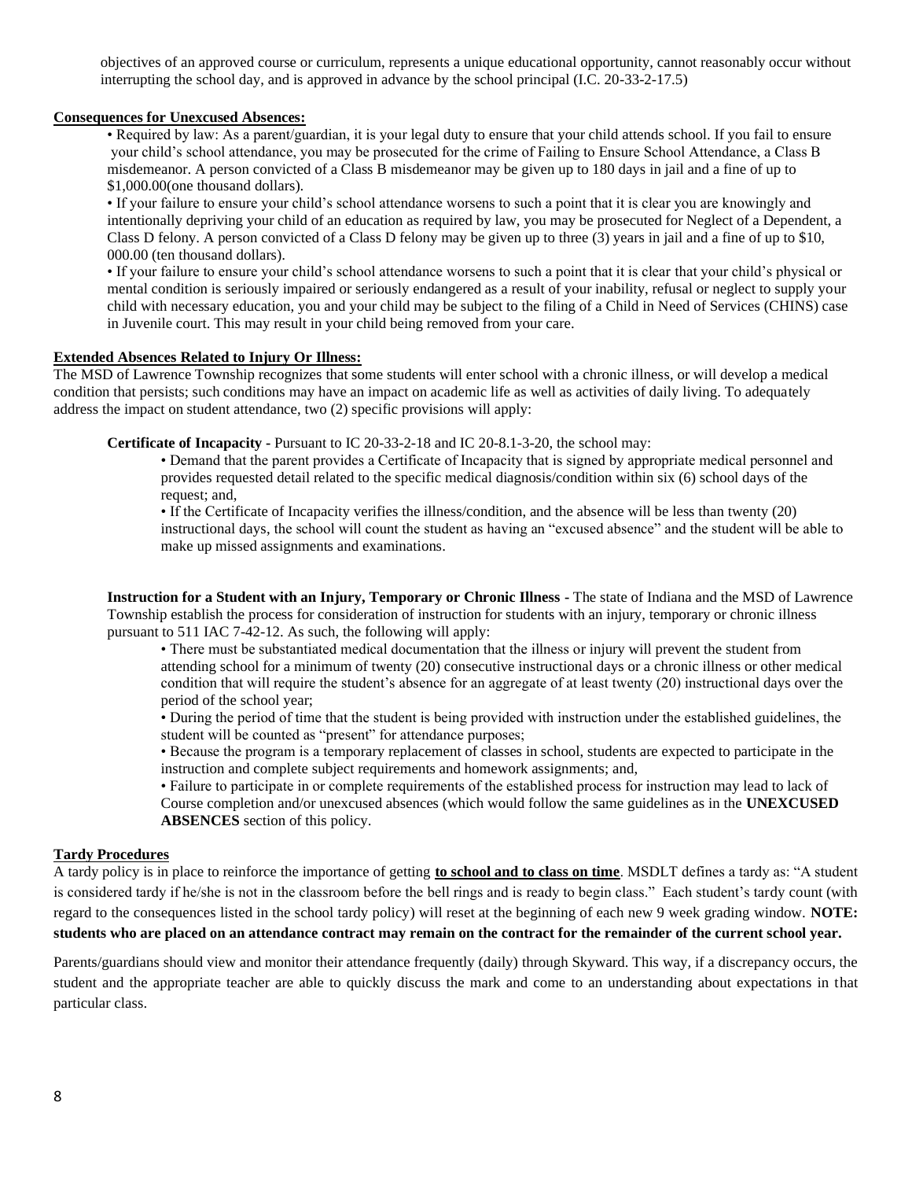objectives of an approved course or curriculum, represents a unique educational opportunity, cannot reasonably occur without interrupting the school day, and is approved in advance by the school principal (I.C. 20-33-2-17.5)

**Consequences for Unexcused Absences:**

- Required by law: As a parent/guardian, it is your legal duty to ensure that your child attends school. If you fail to ensure your child's school attendance, you may be prosecuted for the crime of Failing to Ensure School Attendance, a Class B misdemeanor. A person convicted of a Class B misdemeanor may be given up to 180 days in jail and a fine of up to $1,000.00(one thousand dollars).
- If your failure to ensure your child's school attendance worsens to such a point that it is clear you are knowingly and intentionally depriving your child of an education as required by law, you may be prosecuted for Neglect of a Dependent, a Class D felony. A person convicted of a Class D felony may be given up to three (3) years in jail and a fine of up to $10, 000.00 (ten thousand dollars).
- If your failure to ensure your child's school attendance worsens to such a point that it is clear that your child's physical or mental condition is seriously impaired or seriously endangered as a result of your inability, refusal or neglect to supply your child with necessary education, you and your child may be subject to the filing of a Child in Need of Services (CHINS) case in Juvenile court. This may result in your child being removed from your care.

**Extended Absences Related to Injury Or Illness:**

The MSD of Lawrence Township recognizes that some students will enter school with a chronic illness, or will develop a medical condition that persists; such conditions may have an impact on academic life as well as activities of daily living. To adequately address the impact on student attendance, two (2) specific provisions will apply:

**Certificate of Incapacity -** Pursuant to IC 20-33-2-18 and IC 20-8.1-3-20, the school may:

- Demand that the parent provides a Certificate of Incapacity that is signed by appropriate medical personnel and provides requested detail related to the specific medical diagnosis/condition within six (6) school days of the request; and,
- If the Certificate of Incapacity verifies the illness/condition, and the absence will be less than twenty (20) instructional days, the school will count the student as having an "excused absence" and the student will be able to make up missed assignments and examinations.

**Instruction for a Student with an Injury, Temporary or Chronic Illness -** The state of Indiana and the MSD of Lawrence Township establish the process for consideration of instruction for students with an injury, temporary or chronic illness pursuant to 511 IAC 7-42-12. As such, the following will apply:

- There must be substantiated medical documentation that the illness or injury will prevent the student from attending school for a minimum of twenty (20) consecutive instructional days or a chronic illness or other medical condition that will require the student's absence for an aggregate of at least twenty (20) instructional days over the period of the school year;
- During the period of time that the student is being provided with instruction under the established guidelines, the student will be counted as "present" for attendance purposes;
- Because the program is a temporary replacement of classes in school, students are expected to participate in the instruction and complete subject requirements and homework assignments; and,
- Failure to participate in or complete requirements of the established process for instruction may lead to lack of Course completion and/or unexcused absences (which would follow the same guidelines as in the **UNEXCUSED ABSENCES** section of this policy.

**Tardy Procedures**

A tardy policy is in place to reinforce the importance of getting **to school and to class on time**. MSDLT defines a tardy as: "A student is considered tardy if he/she is not in the classroom before the bell rings and is ready to begin class." Each student's tardy count (with regard to the consequences listed in the school tardy policy) will reset at the beginning of each new 9 week grading window. **NOTE: students who are placed on an attendance contract may remain on the contract for the remainder of the current school year.**

Parents/guardians should view and monitor their attendance frequently (daily) through Skyward. This way, if a discrepancy occurs, the student and the appropriate teacher are able to quickly discuss the mark and come to an understanding about expectations in that particular class.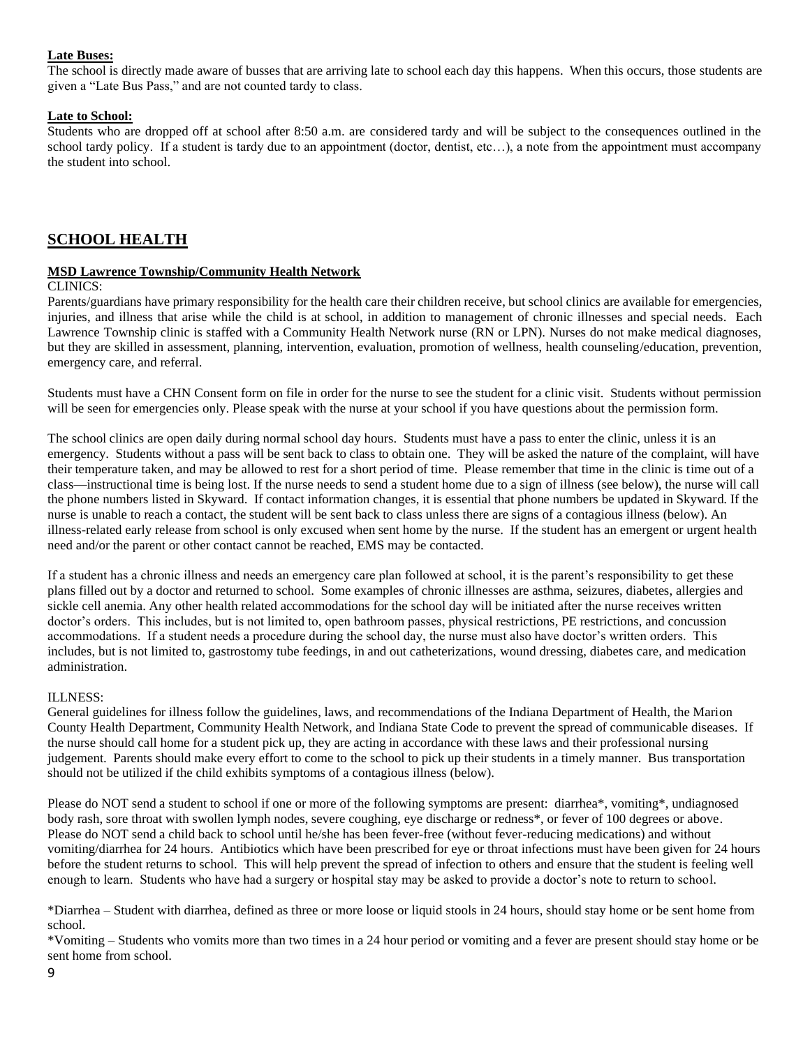**Late Buses:**

The school is directly made aware of busses that are arriving late to school each day this happens. When this occurs, those students are given a "Late Bus Pass," and are not counted tardy to class.

**Late to School:**

Students who are dropped off at school after 8:50 a.m. are considered tardy and will be subject to the consequences outlined in the school tardy policy. If a student is tardy due to an appointment (doctor, dentist, etc…), a note from the appointment must accompany the student into school.

## SCHOOL HEALTH

**MSD Lawrence Township/Community Health Network**

CLINICS:

Parents/guardians have primary responsibility for the health care their children receive, but school clinics are available for emergencies, injuries, and illness that arise while the child is at school, in addition to management of chronic illnesses and special needs. Each Lawrence Township clinic is staffed with a Community Health Network nurse (RN or LPN). Nurses do not make medical diagnoses, but they are skilled in assessment, planning, intervention, evaluation, promotion of wellness, health counseling/education, prevention, emergency care, and referral.

Students must have a CHN Consent form on file in order for the nurse to see the student for a clinic visit. Students without permission will be seen for emergencies only. Please speak with the nurse at your school if you have questions about the permission form.

The school clinics are open daily during normal school day hours. Students must have a pass to enter the clinic, unless it is an emergency. Students without a pass will be sent back to class to obtain one. They will be asked the nature of the complaint, will have their temperature taken, and may be allowed to rest for a short period of time. Please remember that time in the clinic is time out of a class—instructional time is being lost. If the nurse needs to send a student home due to a sign of illness (see below), the nurse will call the phone numbers listed in Skyward. If contact information changes, it is essential that phone numbers be updated in Skyward. If the nurse is unable to reach a contact, the student will be sent back to class unless there are signs of a contagious illness (below). An illness-related early release from school is only excused when sent home by the nurse. If the student has an emergent or urgent health need and/or the parent or other contact cannot be reached, EMS may be contacted.

If a student has a chronic illness and needs an emergency care plan followed at school, it is the parent's responsibility to get these plans filled out by a doctor and returned to school. Some examples of chronic illnesses are asthma, seizures, diabetes, allergies and sickle cell anemia. Any other health related accommodations for the school day will be initiated after the nurse receives written doctor's orders. This includes, but is not limited to, open bathroom passes, physical restrictions, PE restrictions, and concussion accommodations. If a student needs a procedure during the school day, the nurse must also have doctor's written orders. This includes, but is not limited to, gastrostomy tube feedings, in and out catheterizations, wound dressing, diabetes care, and medication administration.

ILLNESS:

General guidelines for illness follow the guidelines, laws, and recommendations of the Indiana Department of Health, the Marion County Health Department, Community Health Network, and Indiana State Code to prevent the spread of communicable diseases. If the nurse should call home for a student pick up, they are acting in accordance with these laws and their professional nursing judgement. Parents should make every effort to come to the school to pick up their students in a timely manner. Bus transportation should not be utilized if the child exhibits symptoms of a contagious illness (below).

Please do NOT send a student to school if one or more of the following symptoms are present: diarrhea*, vomiting*, undiagnosed body rash, sore throat with swollen lymph nodes, severe coughing, eye discharge or redness*, or fever of 100 degrees or above. Please do NOT send a child back to school until he/she has been fever-free (without fever-reducing medications) and without vomiting/diarrhea for 24 hours. Antibiotics which have been prescribed for eye or throat infections must have been given for 24 hours before the student returns to school. This will help prevent the spread of infection to others and ensure that the student is feeling well enough to learn. Students who have had a surgery or hospital stay may be asked to provide a doctor's note to return to school.

*Diarrhea – Student with diarrhea, defined as three or more loose or liquid stools in 24 hours, should stay home or be sent home from school.

*Vomiting – Students who vomits more than two times in a 24 hour period or vomiting and a fever are present should stay home or be sent home from school.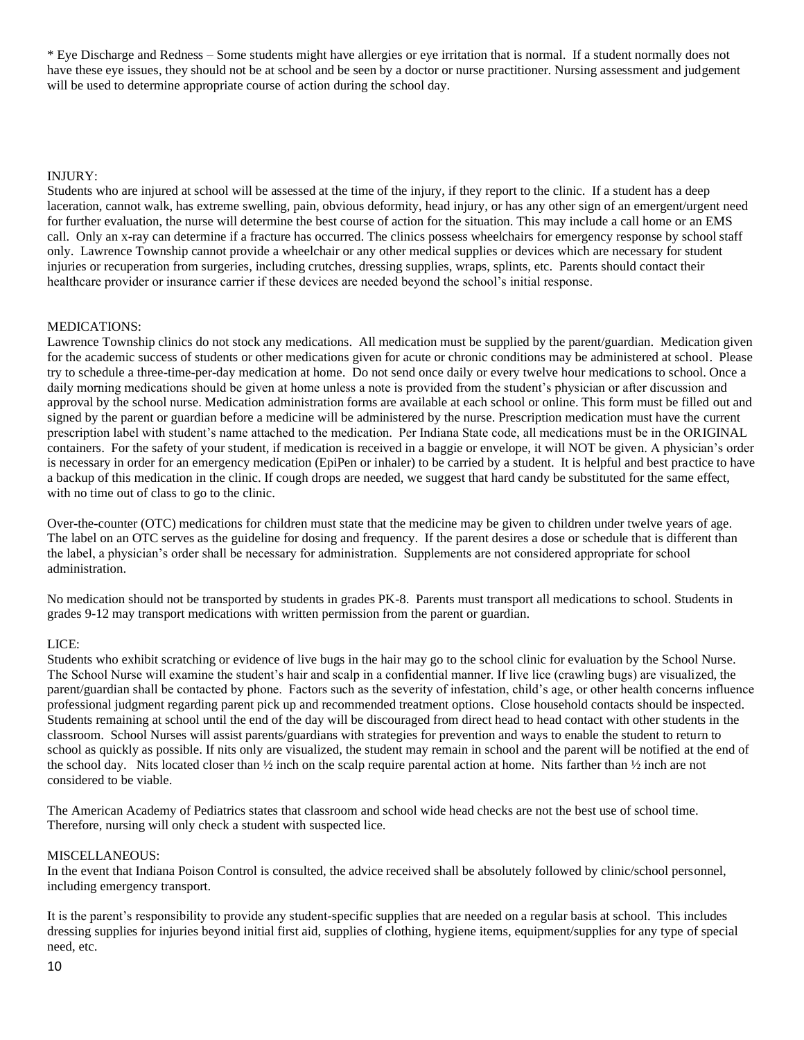* Eye Discharge and Redness – Some students might have allergies or eye irritation that is normal. If a student normally does not have these eye issues, they should not be at school and be seen by a doctor or nurse practitioner. Nursing assessment and judgement will be used to determine appropriate course of action during the school day.

INJURY:

Students who are injured at school will be assessed at the time of the injury, if they report to the clinic. If a student has a deep laceration, cannot walk, has extreme swelling, pain, obvious deformity, head injury, or has any other sign of an emergent/urgent need for further evaluation, the nurse will determine the best course of action for the situation. This may include a call home or an EMS call. Only an x-ray can determine if a fracture has occurred. The clinics possess wheelchairs for emergency response by school staff only. Lawrence Township cannot provide a wheelchair or any other medical supplies or devices which are necessary for student injuries or recuperation from surgeries, including crutches, dressing supplies, wraps, splints, etc. Parents should contact their healthcare provider or insurance carrier if these devices are needed beyond the school's initial response.

MEDICATIONS:

Lawrence Township clinics do not stock any medications. All medication must be supplied by the parent/guardian. Medication given for the academic success of students or other medications given for acute or chronic conditions may be administered at school. Please try to schedule a three-time-per-day medication at home. Do not send once daily or every twelve hour medications to school. Once a daily morning medications should be given at home unless a note is provided from the student's physician or after discussion and approval by the school nurse. Medication administration forms are available at each school or online. This form must be filled out and signed by the parent or guardian before a medicine will be administered by the nurse. Prescription medication must have the current prescription label with student's name attached to the medication. Per Indiana State code, all medications must be in the ORIGINAL containers. For the safety of your student, if medication is received in a baggie or envelope, it will NOT be given. A physician's order is necessary in order for an emergency medication (EpiPen or inhaler) to be carried by a student. It is helpful and best practice to have a backup of this medication in the clinic. If cough drops are needed, we suggest that hard candy be substituted for the same effect, with no time out of class to go to the clinic.

Over-the-counter (OTC) medications for children must state that the medicine may be given to children under twelve years of age. The label on an OTC serves as the guideline for dosing and frequency. If the parent desires a dose or schedule that is different than the label, a physician's order shall be necessary for administration. Supplements are not considered appropriate for school administration.

No medication should not be transported by students in grades PK-8. Parents must transport all medications to school. Students in grades 9-12 may transport medications with written permission from the parent or guardian.

LICE:

Students who exhibit scratching or evidence of live bugs in the hair may go to the school clinic for evaluation by the School Nurse. The School Nurse will examine the student's hair and scalp in a confidential manner. If live lice (crawling bugs) are visualized, the parent/guardian shall be contacted by phone. Factors such as the severity of infestation, child's age, or other health concerns influence professional judgment regarding parent pick up and recommended treatment options. Close household contacts should be inspected. Students remaining at school until the end of the day will be discouraged from direct head to head contact with other students in the classroom. School Nurses will assist parents/guardians with strategies for prevention and ways to enable the student to return to school as quickly as possible. If nits only are visualized, the student may remain in school and the parent will be notified at the end of the school day. Nits located closer than ½ inch on the scalp require parental action at home. Nits farther than ½ inch are not considered to be viable.

The American Academy of Pediatrics states that classroom and school wide head checks are not the best use of school time. Therefore, nursing will only check a student with suspected lice.

MISCELLANEOUS:

In the event that Indiana Poison Control is consulted, the advice received shall be absolutely followed by clinic/school personnel, including emergency transport.

It is the parent's responsibility to provide any student-specific supplies that are needed on a regular basis at school. This includes dressing supplies for injuries beyond initial first aid, supplies of clothing, hygiene items, equipment/supplies for any type of special need, etc.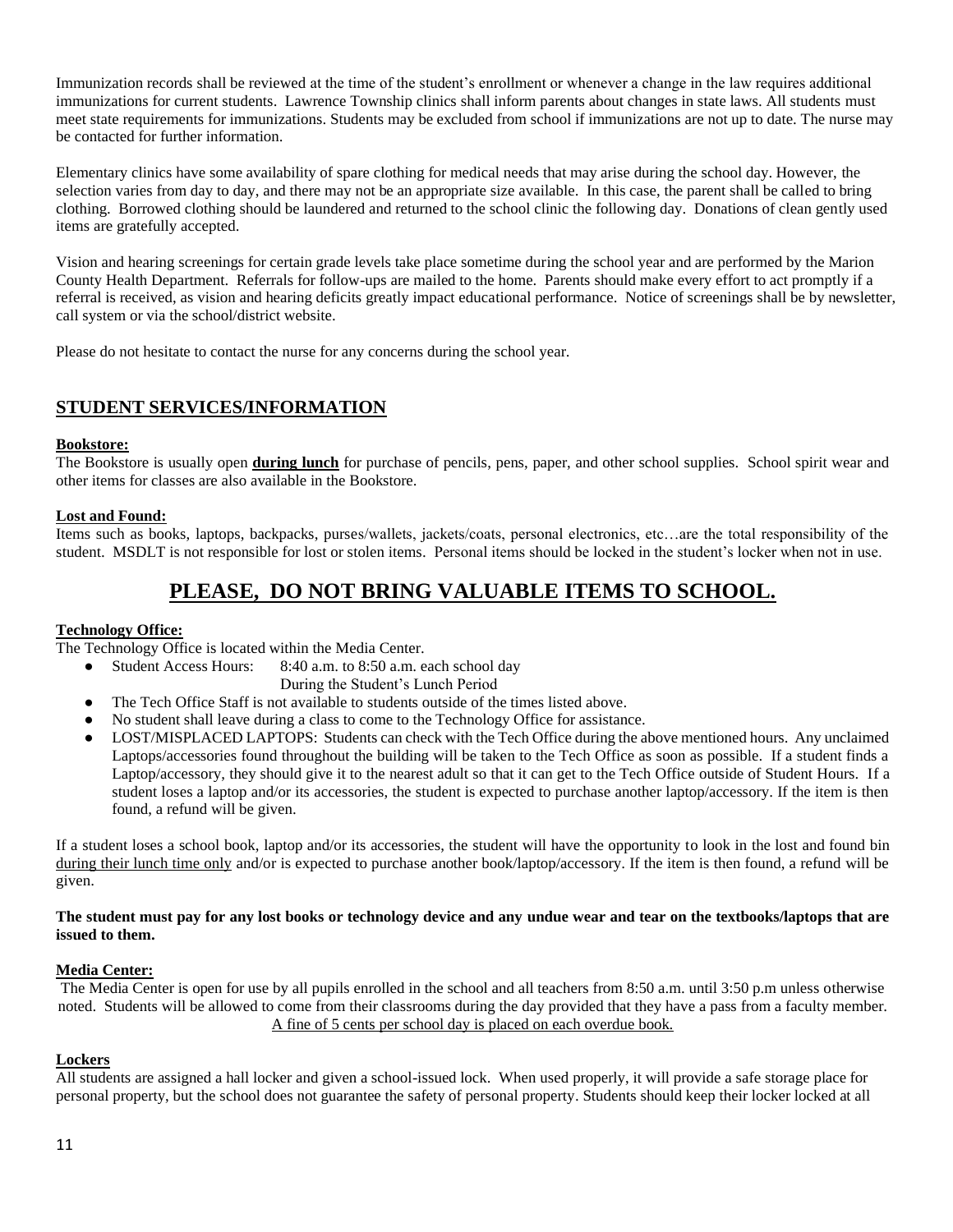Immunization records shall be reviewed at the time of the student's enrollment or whenever a change in the law requires additional immunizations for current students. Lawrence Township clinics shall inform parents about changes in state laws. All students must meet state requirements for immunizations. Students may be excluded from school if immunizations are not up to date. The nurse may be contacted for further information.

Elementary clinics have some availability of spare clothing for medical needs that may arise during the school day. However, the selection varies from day to day, and there may not be an appropriate size available. In this case, the parent shall be called to bring clothing. Borrowed clothing should be laundered and returned to the school clinic the following day. Donations of clean gently used items are gratefully accepted.

Vision and hearing screenings for certain grade levels take place sometime during the school year and are performed by the Marion County Health Department. Referrals for follow-ups are mailed to the home. Parents should make every effort to act promptly if a referral is received, as vision and hearing deficits greatly impact educational performance. Notice of screenings shall be by newsletter, call system or via the school/district website.

Please do not hesitate to contact the nurse for any concerns during the school year.

## STUDENT SERVICES/INFORMATION

**Bookstore:**

The Bookstore is usually open **during lunch** for purchase of pencils, pens, paper, and other school supplies. School spirit wear and other items for classes are also available in the Bookstore.

**Lost and Found:**

Items such as books, laptops, backpacks, purses/wallets, jackets/coats, personal electronics, etc…are the total responsibility of the student. MSDLT is not responsible for lost or stolen items. Personal items should be locked in the student's locker when not in use.

# PLEASE, DO NOT BRING VALUABLE ITEMS TO SCHOOL.

**Technology Office:**

The Technology Office is located within the Media Center.

- Student Access Hours: 8:40 a.m. to 8:50 a.m. each school day
  During the Student's Lunch Period
- The Tech Office Staff is not available to students outside of the times listed above.
- No student shall leave during a class to come to the Technology Office for assistance.
- LOST/MISPLACED LAPTOPS: Students can check with the Tech Office during the above mentioned hours. Any unclaimed Laptops/accessories found throughout the building will be taken to the Tech Office as soon as possible. If a student finds a Laptop/accessory, they should give it to the nearest adult so that it can get to the Tech Office outside of Student Hours. If a student loses a laptop and/or its accessories, the student is expected to purchase another laptop/accessory. If the item is then found, a refund will be given.

If a student loses a school book, laptop and/or its accessories, the student will have the opportunity to look in the lost and found bin during their lunch time only and/or is expected to purchase another book/laptop/accessory. If the item is then found, a refund will be given.

**The student must pay for any lost books or technology device and any undue wear and tear on the textbooks/laptops that are issued to them.**

**Media Center:**

The Media Center is open for use by all pupils enrolled in the school and all teachers from 8:50 a.m. until 3:50 p.m unless otherwise noted. Students will be allowed to come from their classrooms during the day provided that they have a pass from a faculty member. A fine of 5 cents per school day is placed on each overdue book.

**Lockers**

All students are assigned a hall locker and given a school-issued lock. When used properly, it will provide a safe storage place for personal property, but the school does not guarantee the safety of personal property. Students should keep their locker locked at all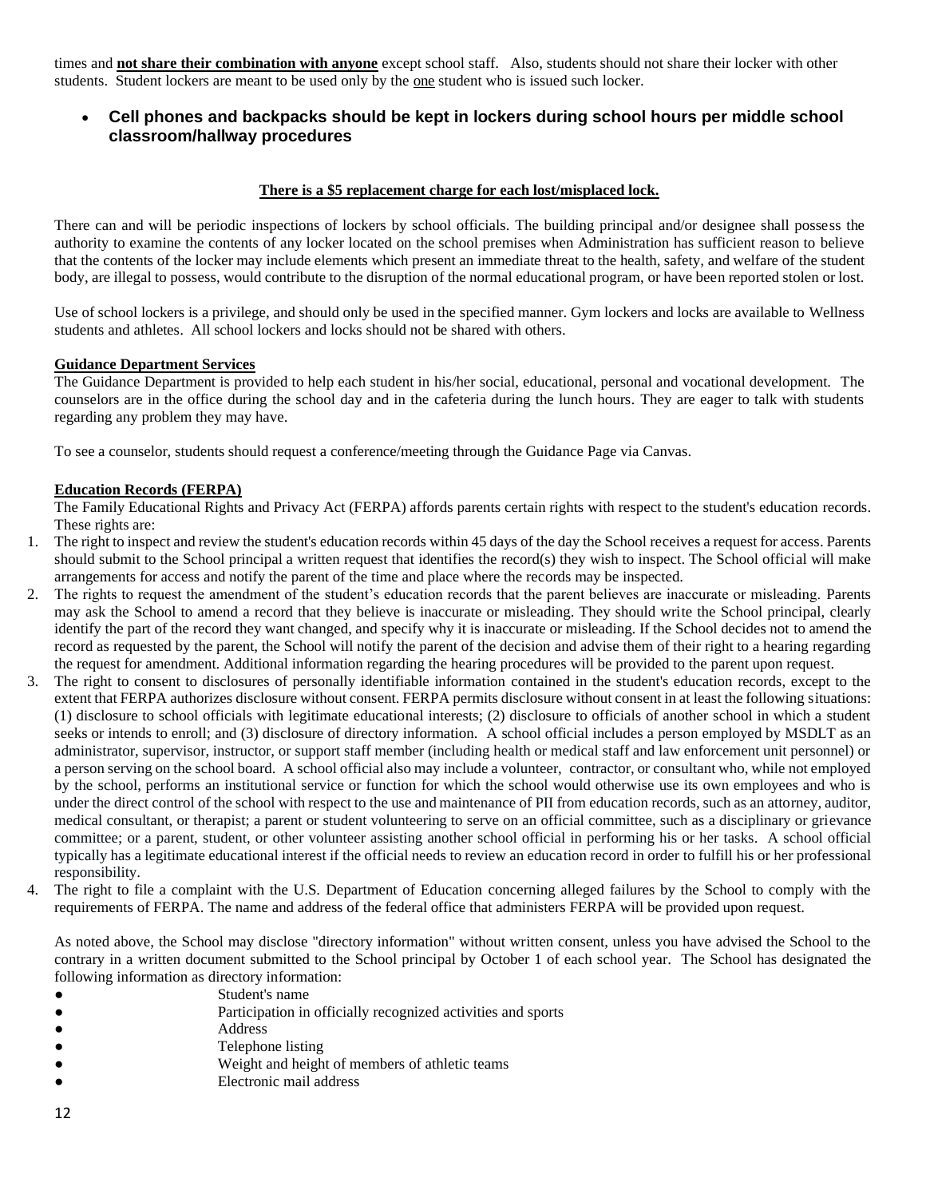times and **not share their combination with anyone** except school staff. Also, students should not share their locker with other students. Student lockers are meant to be used only by the one student who is issued such locker.

- **Cell phones and backpacks should be kept in lockers during school hours per middle school classroom/hallway procedures**

**There is a $5 replacement charge for each lost/misplaced lock.**

There can and will be periodic inspections of lockers by school officials. The building principal and/or designee shall possess the authority to examine the contents of any locker located on the school premises when Administration has sufficient reason to believe that the contents of the locker may include elements which present an immediate threat to the health, safety, and welfare of the student body, are illegal to possess, would contribute to the disruption of the normal educational program, or have been reported stolen or lost.

Use of school lockers is a privilege, and should only be used in the specified manner. Gym lockers and locks are available to Wellness students and athletes. All school lockers and locks should not be shared with others.

**Guidance Department Services**

The Guidance Department is provided to help each student in his/her social, educational, personal and vocational development. The counselors are in the office during the school day and in the cafeteria during the lunch hours. They are eager to talk with students regarding any problem they may have.

To see a counselor, students should request a conference/meeting through the Guidance Page via Canvas.

**Education Records (FERPA)**

The Family Educational Rights and Privacy Act (FERPA) affords parents certain rights with respect to the student's education records. These rights are:

1. The right to inspect and review the student's education records within 45 days of the day the School receives a request for access. Parents should submit to the School principal a written request that identifies the record(s) they wish to inspect. The School official will make arrangements for access and notify the parent of the time and place where the records may be inspected.
2. The rights to request the amendment of the student's education records that the parent believes are inaccurate or misleading. Parents may ask the School to amend a record that they believe is inaccurate or misleading. They should write the School principal, clearly identify the part of the record they want changed, and specify why it is inaccurate or misleading. If the School decides not to amend the record as requested by the parent, the School will notify the parent of the decision and advise them of their right to a hearing regarding the request for amendment. Additional information regarding the hearing procedures will be provided to the parent upon request.
3. The right to consent to disclosures of personally identifiable information contained in the student's education records, except to the extent that FERPA authorizes disclosure without consent. FERPA permits disclosure without consent in at least the following situations: (1) disclosure to school officials with legitimate educational interests; (2) disclosure to officials of another school in which a student seeks or intends to enroll; and (3) disclosure of directory information. A school official includes a person employed by MSDLT as an administrator, supervisor, instructor, or support staff member (including health or medical staff and law enforcement unit personnel) or a person serving on the school board. A school official also may include a volunteer, contractor, or consultant who, while not employed by the school, performs an institutional service or function for which the school would otherwise use its own employees and who is under the direct control of the school with respect to the use and maintenance of PII from education records, such as an attorney, auditor, medical consultant, or therapist; a parent or student volunteering to serve on an official committee, such as a disciplinary or grievance committee; or a parent, student, or other volunteer assisting another school official in performing his or her tasks. A school official typically has a legitimate educational interest if the official needs to review an education record in order to fulfill his or her professional responsibility.
4. The right to file a complaint with the U.S. Department of Education concerning alleged failures by the School to comply with the requirements of FERPA. The name and address of the federal office that administers FERPA will be provided upon request.

As noted above, the School may disclose "directory information" without written consent, unless you have advised the School to the contrary in a written document submitted to the School principal by October 1 of each school year. The School has designated the following information as directory information:

- Student's name
- Participation in officially recognized activities and sports
- Address
- Telephone listing
- Weight and height of members of athletic teams
- Electronic mail address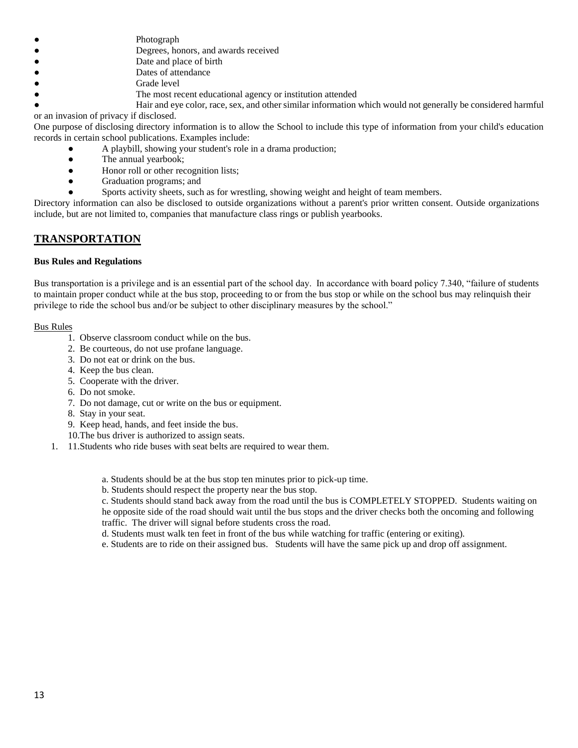- Photograph
- Degrees, honors, and awards received
- Date and place of birth
- Dates of attendance
- Grade level
- The most recent educational agency or institution attended
- Hair and eye color, race, sex, and other similar information which would not generally be considered harmful or an invasion of privacy if disclosed.

One purpose of disclosing directory information is to allow the School to include this type of information from your child's education records in certain school publications. Examples include:

- A playbill, showing your student's role in a drama production;
- The annual yearbook;
- Honor roll or other recognition lists;
- Graduation programs; and
- Sports activity sheets, such as for wrestling, showing weight and height of team members.

Directory information can also be disclosed to outside organizations without a parent's prior written consent. Outside organizations include, but are not limited to, companies that manufacture class rings or publish yearbooks.

## TRANSPORTATION

**Bus Rules and Regulations**

Bus transportation is a privilege and is an essential part of the school day. In accordance with board policy 7.340, "failure of students to maintain proper conduct while at the bus stop, proceeding to or from the bus stop or while on the school bus may relinquish their privilege to ride the school bus and/or be subject to other disciplinary measures by the school."

Bus Rules

1. Observe classroom conduct while on the bus.
2. Be courteous, do not use profane language.
3. Do not eat or drink on the bus.
4. Keep the bus clean.
5. Cooperate with the driver.
6. Do not smoke.
7. Do not damage, cut or write on the bus or equipment.
8. Stay in your seat.
9. Keep head, hands, and feet inside the bus.
10. The bus driver is authorized to assign seats.
11. Students who ride buses with seat belts are required to wear them.

a. Students should be at the bus stop ten minutes prior to pick-up time.

b. Students should respect the property near the bus stop.

c. Students should stand back away from the road until the bus is COMPLETELY STOPPED. Students waiting on he opposite side of the road should wait until the bus stops and the driver checks both the oncoming and following traffic. The driver will signal before students cross the road.

d. Students must walk ten feet in front of the bus while watching for traffic (entering or exiting).

e. Students are to ride on their assigned bus. Students will have the same pick up and drop off assignment.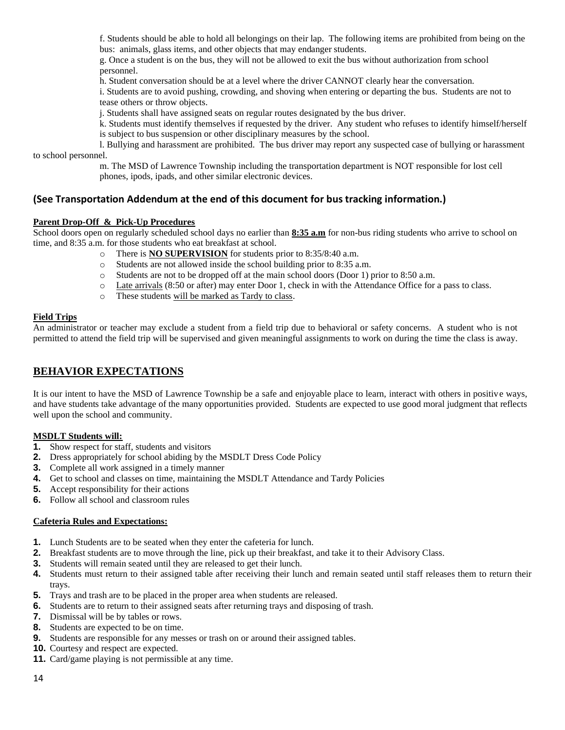f. Students should be able to hold all belongings on their lap. The following items are prohibited from being on the bus: animals, glass items, and other objects that may endanger students.

g. Once a student is on the bus, they will not be allowed to exit the bus without authorization from school personnel.

h. Student conversation should be at a level where the driver CANNOT clearly hear the conversation.

i. Students are to avoid pushing, crowding, and shoving when entering or departing the bus. Students are not to tease others or throw objects.

j. Students shall have assigned seats on regular routes designated by the bus driver.

k. Students must identify themselves if requested by the driver. Any student who refuses to identify himself/herself is subject to bus suspension or other disciplinary measures by the school.

l. Bullying and harassment are prohibited. The bus driver may report any suspected case of bullying or harassment to school personnel.

m. The MSD of Lawrence Township including the transportation department is NOT responsible for lost cell phones, ipods, ipads, and other similar electronic devices.

**(See Transportation Addendum at the end of this document for bus tracking information.)**

**Parent Drop-Off & Pick-Up Procedures**

School doors open on regularly scheduled school days no earlier than **8:35 a.m** for non-bus riding students who arrive to school on time, and 8:35 a.m. for those students who eat breakfast at school.

- There is **NO SUPERVISION** for students prior to 8:35/8:40 a.m.
- Students are not allowed inside the school building prior to 8:35 a.m.
- Students are not to be dropped off at the main school doors (Door 1) prior to 8:50 a.m.
- Late arrivals (8:50 or after) may enter Door 1, check in with the Attendance Office for a pass to class.
- These students will be marked as Tardy to class.

**Field Trips**

An administrator or teacher may exclude a student from a field trip due to behavioral or safety concerns. A student who is not permitted to attend the field trip will be supervised and given meaningful assignments to work on during the time the class is away.

## BEHAVIOR EXPECTATIONS

It is our intent to have the MSD of Lawrence Township be a safe and enjoyable place to learn, interact with others in positive ways, and have students take advantage of the many opportunities provided. Students are expected to use good moral judgment that reflects well upon the school and community.

**MSDLT Students will:**

1. Show respect for staff, students and visitors
2. Dress appropriately for school abiding by the MSDLT Dress Code Policy
3. Complete all work assigned in a timely manner
4. Get to school and classes on time, maintaining the MSDLT Attendance and Tardy Policies
5. Accept responsibility for their actions
6. Follow all school and classroom rules

**Cafeteria Rules and Expectations:**

1. Lunch Students are to be seated when they enter the cafeteria for lunch.
2. Breakfast students are to move through the line, pick up their breakfast, and take it to their Advisory Class.
3. Students will remain seated until they are released to get their lunch.
4. Students must return to their assigned table after receiving their lunch and remain seated until staff releases them to return their trays.
5. Trays and trash are to be placed in the proper area when students are released.
6. Students are to return to their assigned seats after returning trays and disposing of trash.
7. Dismissal will be by tables or rows.
8. Students are expected to be on time.
9. Students are responsible for any messes or trash on or around their assigned tables.
10. Courtesy and respect are expected.
11. Card/game playing is not permissible at any time.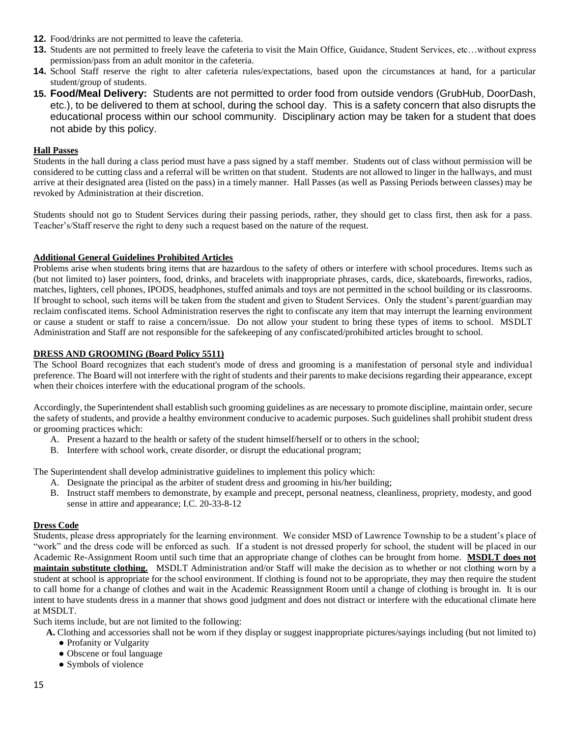12. Food/drinks are not permitted to leave the cafeteria.
13. Students are not permitted to freely leave the cafeteria to visit the Main Office, Guidance, Student Services, etc…without express permission/pass from an adult monitor in the cafeteria.
14. School Staff reserve the right to alter cafeteria rules/expectations, based upon the circumstances at hand, for a particular student/group of students.
15. **Food/Meal Delivery:** Students are not permitted to order food from outside vendors (GrubHub, DoorDash, etc.), to be delivered to them at school, during the school day. This is a safety concern that also disrupts the educational process within our school community. Disciplinary action may be taken for a student that does not abide by this policy.

**Hall Passes**

Students in the hall during a class period must have a pass signed by a staff member. Students out of class without permission will be considered to be cutting class and a referral will be written on that student. Students are not allowed to linger in the hallways, and must arrive at their designated area (listed on the pass) in a timely manner. Hall Passes (as well as Passing Periods between classes) may be revoked by Administration at their discretion.

Students should not go to Student Services during their passing periods, rather, they should get to class first, then ask for a pass. Teacher's/Staff reserve the right to deny such a request based on the nature of the request.

**Additional General Guidelines Prohibited Articles**

Problems arise when students bring items that are hazardous to the safety of others or interfere with school procedures. Items such as (but not limited to) laser pointers, food, drinks, and bracelets with inappropriate phrases, cards, dice, skateboards, fireworks, radios, matches, lighters, cell phones, IPODS, headphones, stuffed animals and toys are not permitted in the school building or its classrooms. If brought to school, such items will be taken from the student and given to Student Services. Only the student's parent/guardian may reclaim confiscated items. School Administration reserves the right to confiscate any item that may interrupt the learning environment or cause a student or staff to raise a concern/issue. Do not allow your student to bring these types of items to school. MSDLT Administration and Staff are not responsible for the safekeeping of any confiscated/prohibited articles brought to school.

**DRESS AND GROOMING (Board Policy 5511)**

The School Board recognizes that each student's mode of dress and grooming is a manifestation of personal style and individual preference. The Board will not interfere with the right of students and their parents to make decisions regarding their appearance, except when their choices interfere with the educational program of the schools.

Accordingly, the Superintendent shall establish such grooming guidelines as are necessary to promote discipline, maintain order, secure the safety of students, and provide a healthy environment conducive to academic purposes. Such guidelines shall prohibit student dress or grooming practices which:

A. Present a hazard to the health or safety of the student himself/herself or to others in the school;
B. Interfere with school work, create disorder, or disrupt the educational program;

The Superintendent shall develop administrative guidelines to implement this policy which:

A. Designate the principal as the arbiter of student dress and grooming in his/her building;
B. Instruct staff members to demonstrate, by example and precept, personal neatness, cleanliness, propriety, modesty, and good sense in attire and appearance; I.C. 20-33-8-12

**Dress Code**

Students, please dress appropriately for the learning environment. We consider MSD of Lawrence Township to be a student's place of "work" and the dress code will be enforced as such. If a student is not dressed properly for school, the student will be placed in our Academic Re-Assignment Room until such time that an appropriate change of clothes can be brought from home. **MSDLT does not maintain substitute clothing.** MSDLT Administration and/or Staff will make the decision as to whether or not clothing worn by a student at school is appropriate for the school environment. If clothing is found not to be appropriate, they may then require the student to call home for a change of clothes and wait in the Academic Reassignment Room until a change of clothing is brought in. It is our intent to have students dress in a manner that shows good judgment and does not distract or interfere with the educational climate here at MSDLT.

Such items include, but are not limited to the following:

**A.** Clothing and accessories shall not be worn if they display or suggest inappropriate pictures/sayings including (but not limited to)

- Profanity or Vulgarity
- Obscene or foul language
- Symbols of violence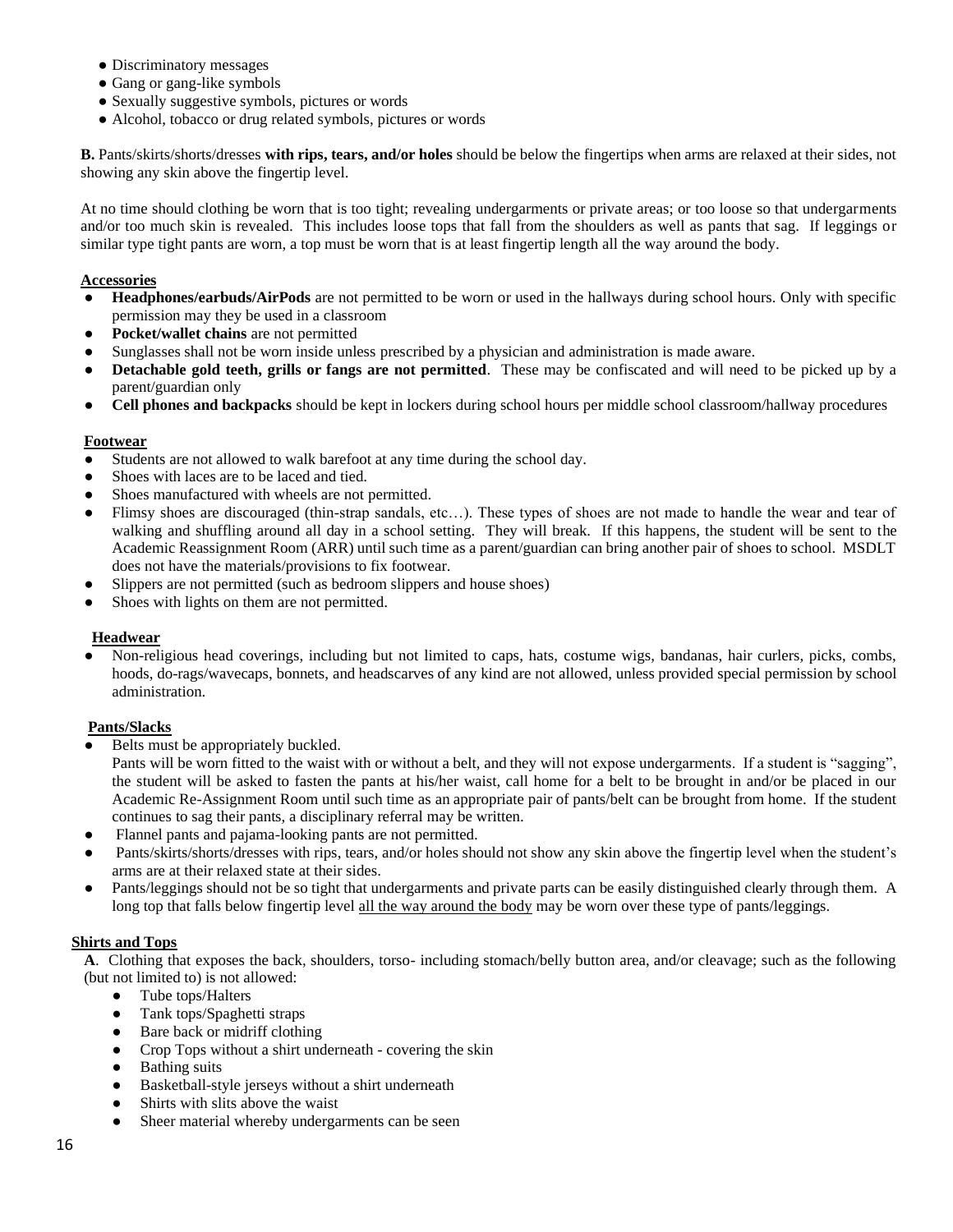- Discriminatory messages
- Gang or gang-like symbols
- Sexually suggestive symbols, pictures or words
- Alcohol, tobacco or drug related symbols, pictures or words

**B.** Pants/skirts/shorts/dresses **with rips, tears, and/or holes** should be below the fingertips when arms are relaxed at their sides, not showing any skin above the fingertip level.

At no time should clothing be worn that is too tight; revealing undergarments or private areas; or too loose so that undergarments and/or too much skin is revealed. This includes loose tops that fall from the shoulders as well as pants that sag. If leggings or similar type tight pants are worn, a top must be worn that is at least fingertip length all the way around the body.

**Accessories**

- **Headphones/earbuds/AirPods** are not permitted to be worn or used in the hallways during school hours. Only with specific permission may they be used in a classroom
- **Pocket/wallet chains** are not permitted
- Sunglasses shall not be worn inside unless prescribed by a physician and administration is made aware.
- **Detachable gold teeth, grills or fangs are not permitted**. These may be confiscated and will need to be picked up by a parent/guardian only
- **Cell phones and backpacks** should be kept in lockers during school hours per middle school classroom/hallway procedures

**Footwear**

- Students are not allowed to walk barefoot at any time during the school day.
- Shoes with laces are to be laced and tied.
- Shoes manufactured with wheels are not permitted.
- Flimsy shoes are discouraged (thin-strap sandals, etc…). These types of shoes are not made to handle the wear and tear of walking and shuffling around all day in a school setting. They will break. If this happens, the student will be sent to the Academic Reassignment Room (ARR) until such time as a parent/guardian can bring another pair of shoes to school. MSDLT does not have the materials/provisions to fix footwear.
- Slippers are not permitted (such as bedroom slippers and house shoes)
- Shoes with lights on them are not permitted.

**Headwear**

- Non-religious head coverings, including but not limited to caps, hats, costume wigs, bandanas, hair curlers, picks, combs, hoods, do-rags/wavecaps, bonnets, and headscarves of any kind are not allowed, unless provided special permission by school administration.

**Pants/Slacks**

- Belts must be appropriately buckled.
  Pants will be worn fitted to the waist with or without a belt, and they will not expose undergarments. If a student is "sagging", the student will be asked to fasten the pants at his/her waist, call home for a belt to be brought in and/or be placed in our Academic Re-Assignment Room until such time as an appropriate pair of pants/belt can be brought from home. If the student continues to sag their pants, a disciplinary referral may be written.
- Flannel pants and pajama-looking pants are not permitted.
- Pants/skirts/shorts/dresses with rips, tears, and/or holes should not show any skin above the fingertip level when the student's arms are at their relaxed state at their sides.
- Pants/leggings should not be so tight that undergarments and private parts can be easily distinguished clearly through them. A long top that falls below fingertip level <u>all the way around the body</u> may be worn over these type of pants/leggings.

**Shirts and Tops**

**A**. Clothing that exposes the back, shoulders, torso- including stomach/belly button area, and/or cleavage; such as the following (but not limited to) is not allowed:

- Tube tops/Halters
- Tank tops/Spaghetti straps
- Bare back or midriff clothing
- Crop Tops without a shirt underneath - covering the skin
- Bathing suits
- Basketball-style jerseys without a shirt underneath
- Shirts with slits above the waist
- Sheer material whereby undergarments can be seen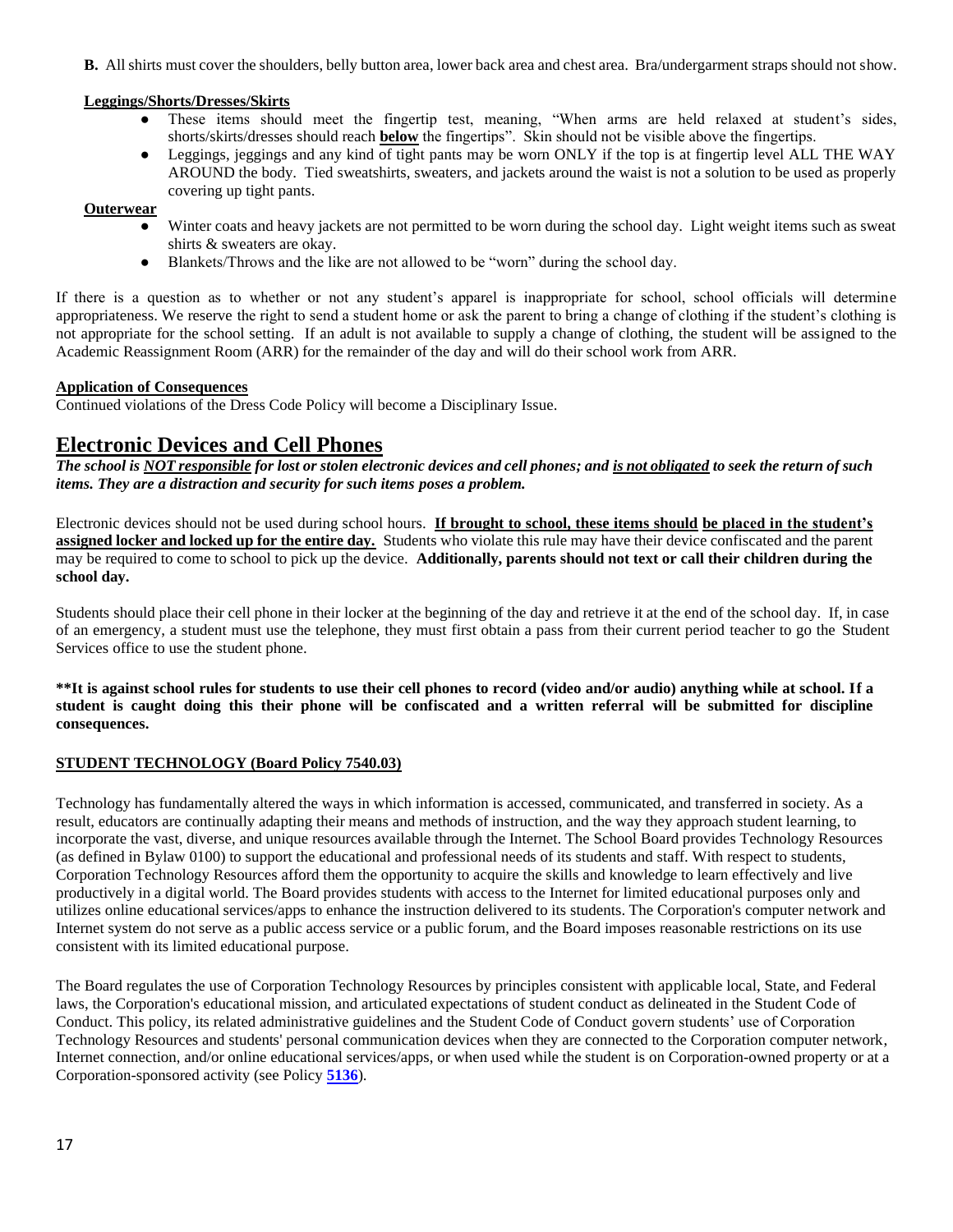**B.** All shirts must cover the shoulders, belly button area, lower back area and chest area. Bra/undergarment straps should not show.

**Leggings/Shorts/Dresses/Skirts**

- These items should meet the fingertip test, meaning, "When arms are held relaxed at student's sides, shorts/skirts/dresses should reach **below** the fingertips". Skin should not be visible above the fingertips.
- Leggings, jeggings and any kind of tight pants may be worn ONLY if the top is at fingertip level ALL THE WAY AROUND the body. Tied sweatshirts, sweaters, and jackets around the waist is not a solution to be used as properly covering up tight pants.

**Outerwear**

- Winter coats and heavy jackets are not permitted to be worn during the school day. Light weight items such as sweat shirts & sweaters are okay.
- Blankets/Throws and the like are not allowed to be "worn" during the school day.

If there is a question as to whether or not any student's apparel is inappropriate for school, school officials will determine appropriateness. We reserve the right to send a student home or ask the parent to bring a change of clothing if the student's clothing is not appropriate for the school setting. If an adult is not available to supply a change of clothing, the student will be assigned to the Academic Reassignment Room (ARR) for the remainder of the day and will do their school work from ARR.

**Application of Consequences**

Continued violations of the Dress Code Policy will become a Disciplinary Issue.

# Electronic Devices and Cell Phones

***The school is NOT responsible for lost or stolen electronic devices and cell phones; and is not obligated to seek the return of such items. They are a distraction and security for such items poses a problem.***

Electronic devices should not be used during school hours. **If brought to school, these items should be placed in the student's assigned locker and locked up for the entire day.** Students who violate this rule may have their device confiscated and the parent may be required to come to school to pick up the device. **Additionally, parents should not text or call their children during the school day.**

Students should place their cell phone in their locker at the beginning of the day and retrieve it at the end of the school day. If, in case of an emergency, a student must use the telephone, they must first obtain a pass from their current period teacher to go the Student Services office to use the student phone.

**\*\*It is against school rules for students to use their cell phones to record (video and/or audio) anything while at school. If a student is caught doing this their phone will be confiscated and a written referral will be submitted for discipline consequences.**

**STUDENT TECHNOLOGY (Board Policy 7540.03)**

Technology has fundamentally altered the ways in which information is accessed, communicated, and transferred in society. As a result, educators are continually adapting their means and methods of instruction, and the way they approach student learning, to incorporate the vast, diverse, and unique resources available through the Internet. The School Board provides Technology Resources (as defined in Bylaw 0100) to support the educational and professional needs of its students and staff. With respect to students, Corporation Technology Resources afford them the opportunity to acquire the skills and knowledge to learn effectively and live productively in a digital world. The Board provides students with access to the Internet for limited educational purposes only and utilizes online educational services/apps to enhance the instruction delivered to its students. The Corporation's computer network and Internet system do not serve as a public access service or a public forum, and the Board imposes reasonable restrictions on its use consistent with its limited educational purpose.

The Board regulates the use of Corporation Technology Resources by principles consistent with applicable local, State, and Federal laws, the Corporation's educational mission, and articulated expectations of student conduct as delineated in the Student Code of Conduct. This policy, its related administrative guidelines and the Student Code of Conduct govern students' use of Corporation Technology Resources and students' personal communication devices when they are connected to the Corporation computer network, Internet connection, and/or online educational services/apps, or when used while the student is on Corporation-owned property or at a Corporation-sponsored activity (see Policy **5136**).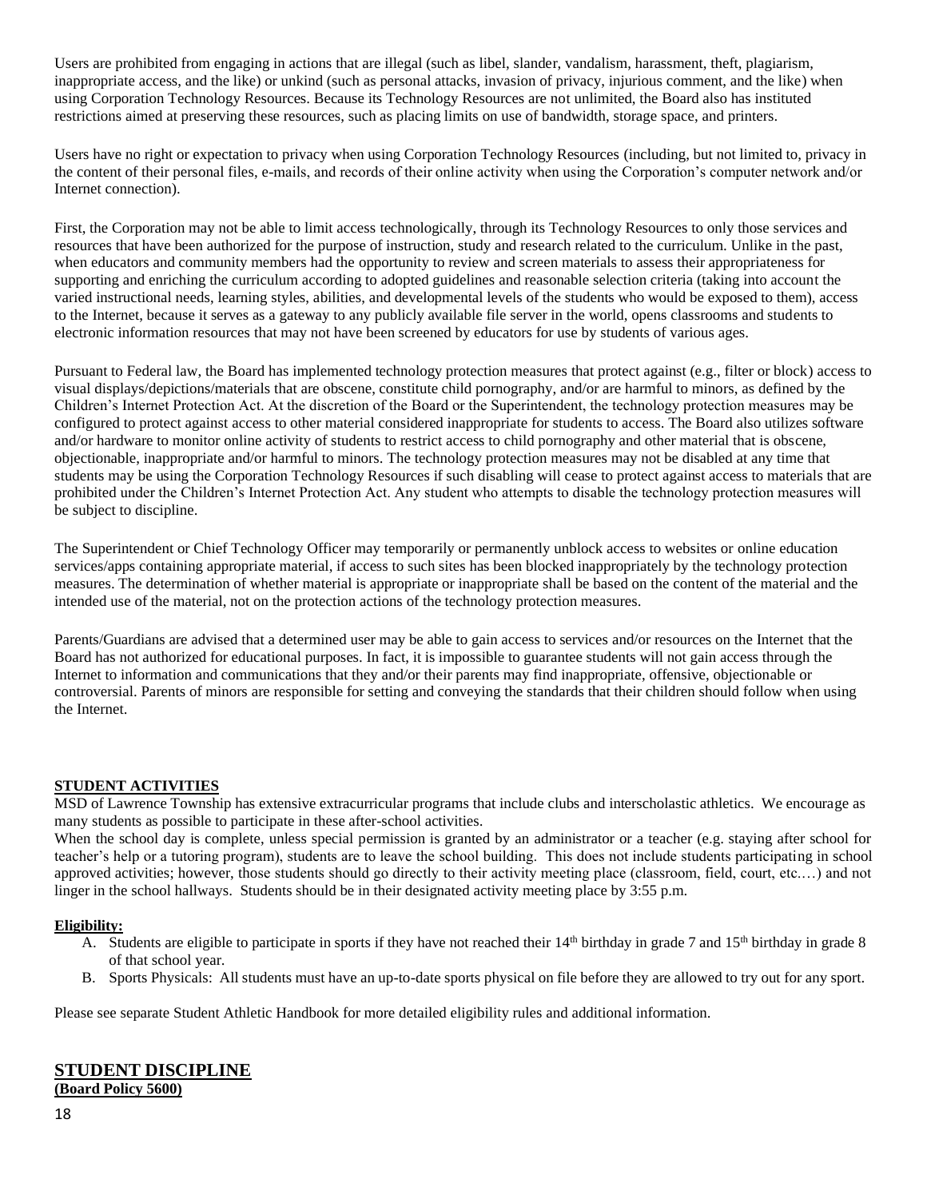Users are prohibited from engaging in actions that are illegal (such as libel, slander, vandalism, harassment, theft, plagiarism, inappropriate access, and the like) or unkind (such as personal attacks, invasion of privacy, injurious comment, and the like) when using Corporation Technology Resources. Because its Technology Resources are not unlimited, the Board also has instituted restrictions aimed at preserving these resources, such as placing limits on use of bandwidth, storage space, and printers.

Users have no right or expectation to privacy when using Corporation Technology Resources (including, but not limited to, privacy in the content of their personal files, e-mails, and records of their online activity when using the Corporation's computer network and/or Internet connection).

First, the Corporation may not be able to limit access technologically, through its Technology Resources to only those services and resources that have been authorized for the purpose of instruction, study and research related to the curriculum. Unlike in the past, when educators and community members had the opportunity to review and screen materials to assess their appropriateness for supporting and enriching the curriculum according to adopted guidelines and reasonable selection criteria (taking into account the varied instructional needs, learning styles, abilities, and developmental levels of the students who would be exposed to them), access to the Internet, because it serves as a gateway to any publicly available file server in the world, opens classrooms and students to electronic information resources that may not have been screened by educators for use by students of various ages.

Pursuant to Federal law, the Board has implemented technology protection measures that protect against (e.g., filter or block) access to visual displays/depictions/materials that are obscene, constitute child pornography, and/or are harmful to minors, as defined by the Children's Internet Protection Act. At the discretion of the Board or the Superintendent, the technology protection measures may be configured to protect against access to other material considered inappropriate for students to access. The Board also utilizes software and/or hardware to monitor online activity of students to restrict access to child pornography and other material that is obscene, objectionable, inappropriate and/or harmful to minors. The technology protection measures may not be disabled at any time that students may be using the Corporation Technology Resources if such disabling will cease to protect against access to materials that are prohibited under the Children's Internet Protection Act. Any student who attempts to disable the technology protection measures will be subject to discipline.

The Superintendent or Chief Technology Officer may temporarily or permanently unblock access to websites or online education services/apps containing appropriate material, if access to such sites has been blocked inappropriately by the technology protection measures. The determination of whether material is appropriate or inappropriate shall be based on the content of the material and the intended use of the material, not on the protection actions of the technology protection measures.

Parents/Guardians are advised that a determined user may be able to gain access to services and/or resources on the Internet that the Board has not authorized for educational purposes. In fact, it is impossible to guarantee students will not gain access through the Internet to information and communications that they and/or their parents may find inappropriate, offensive, objectionable or controversial. Parents of minors are responsible for setting and conveying the standards that their children should follow when using the Internet.

**STUDENT ACTIVITIES**

MSD of Lawrence Township has extensive extracurricular programs that include clubs and interscholastic athletics. We encourage as many students as possible to participate in these after-school activities.

When the school day is complete, unless special permission is granted by an administrator or a teacher (e.g. staying after school for teacher's help or a tutoring program), students are to leave the school building. This does not include students participating in school approved activities; however, those students should go directly to their activity meeting place (classroom, field, court, etc.…) and not linger in the school hallways. Students should be in their designated activity meeting place by 3:55 p.m.

**Eligibility:**

A. Students are eligible to participate in sports if they have not reached their 14th birthday in grade 7 and 15th birthday in grade 8 of that school year.
B. Sports Physicals: All students must have an up-to-date sports physical on file before they are allowed to try out for any sport.

Please see separate Student Athletic Handbook for more detailed eligibility rules and additional information.

## STUDENT DISCIPLINE

**(Board Policy 5600)**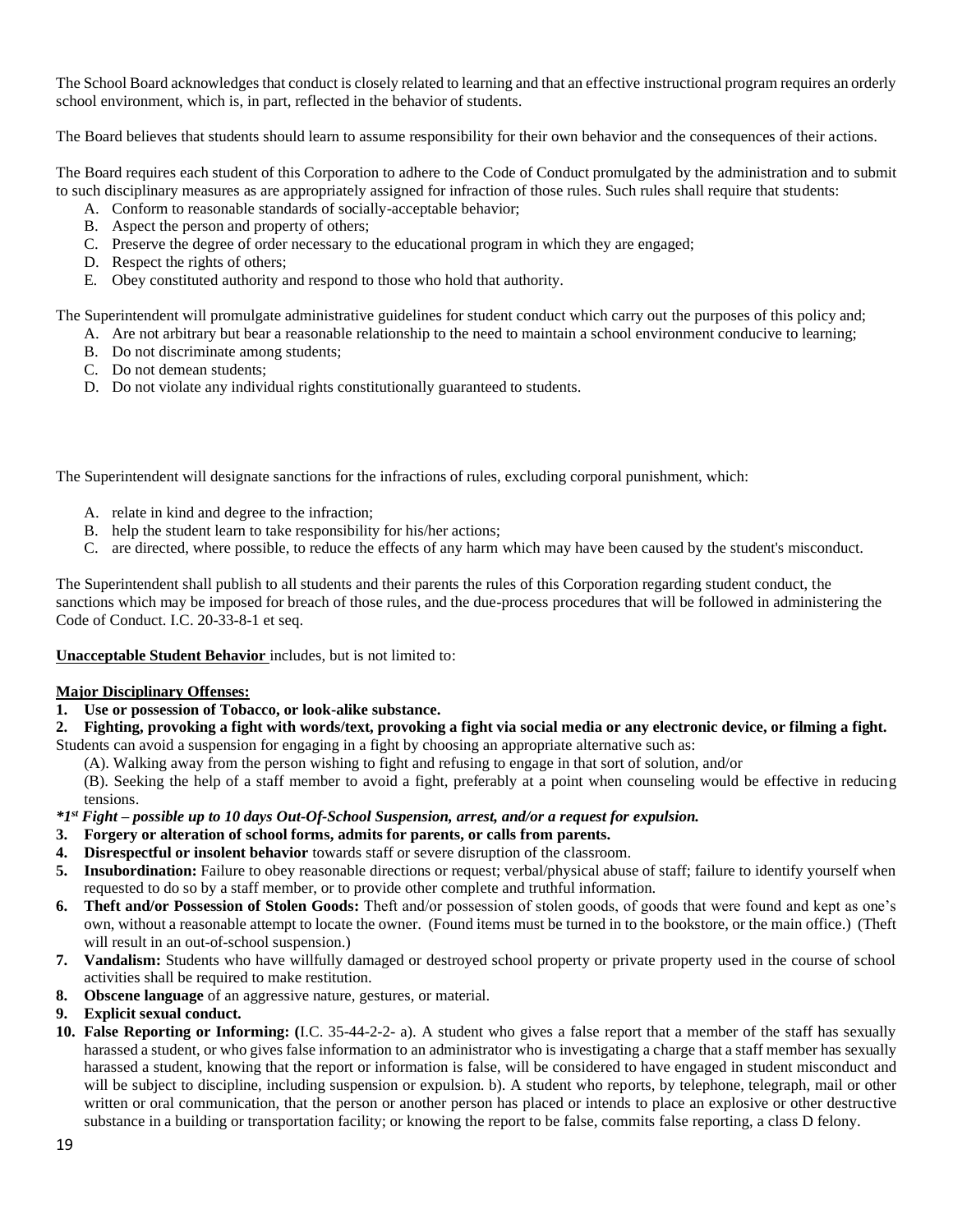The School Board acknowledges that conduct is closely related to learning and that an effective instructional program requires an orderly school environment, which is, in part, reflected in the behavior of students.

The Board believes that students should learn to assume responsibility for their own behavior and the consequences of their actions.

The Board requires each student of this Corporation to adhere to the Code of Conduct promulgated by the administration and to submit to such disciplinary measures as are appropriately assigned for infraction of those rules. Such rules shall require that students:

A. Conform to reasonable standards of socially-acceptable behavior;
B. Aspect the person and property of others;
C. Preserve the degree of order necessary to the educational program in which they are engaged;
D. Respect the rights of others;
E. Obey constituted authority and respond to those who hold that authority.

The Superintendent will promulgate administrative guidelines for student conduct which carry out the purposes of this policy and;

A. Are not arbitrary but bear a reasonable relationship to the need to maintain a school environment conducive to learning;
B. Do not discriminate among students;
C. Do not demean students;
D. Do not violate any individual rights constitutionally guaranteed to students.

The Superintendent will designate sanctions for the infractions of rules, excluding corporal punishment, which:

A. relate in kind and degree to the infraction;
B. help the student learn to take responsibility for his/her actions;
C. are directed, where possible, to reduce the effects of any harm which may have been caused by the student's misconduct.

The Superintendent shall publish to all students and their parents the rules of this Corporation regarding student conduct, the sanctions which may be imposed for breach of those rules, and the due-process procedures that will be followed in administering the Code of Conduct. I.C. 20-33-8-1 et seq.

**Unacceptable Student Behavior** includes, but is not limited to:

**Major Disciplinary Offenses:**

1. **Use or possession of Tobacco, or look-alike substance.**
2. **Fighting, provoking a fight with words/text, provoking a fight via social media or any electronic device, or filming a fight.**

Students can avoid a suspension for engaging in a fight by choosing an appropriate alternative such as:

(A). Walking away from the person wishing to fight and refusing to engage in that sort of solution, and/or

(B). Seeking the help of a staff member to avoid a fight, preferably at a point when counseling would be effective in reducing tensions.

***1st Fight – possible up to 10 days Out-Of-School Suspension, arrest, and/or a request for expulsion.***

3. **Forgery or alteration of school forms, admits for parents, or calls from parents.**
4. **Disrespectful or insolent behavior** towards staff or severe disruption of the classroom.
5. **Insubordination:** Failure to obey reasonable directions or request; verbal/physical abuse of staff; failure to identify yourself when requested to do so by a staff member, or to provide other complete and truthful information.
6. **Theft and/or Possession of Stolen Goods:** Theft and/or possession of stolen goods, of goods that were found and kept as one's own, without a reasonable attempt to locate the owner. (Found items must be turned in to the bookstore, or the main office.) (Theft will result in an out-of-school suspension.)
7. **Vandalism:** Students who have willfully damaged or destroyed school property or private property used in the course of school activities shall be required to make restitution.
8. **Obscene language** of an aggressive nature, gestures, or material.
9. **Explicit sexual conduct.**
10. **False Reporting or Informing: (**I.C. 35-44-2-2- a). A student who gives a false report that a member of the staff has sexually harassed a student, or who gives false information to an administrator who is investigating a charge that a staff member has sexually harassed a student, knowing that the report or information is false, will be considered to have engaged in student misconduct and will be subject to discipline, including suspension or expulsion. b). A student who reports, by telephone, telegraph, mail or other written or oral communication, that the person or another person has placed or intends to place an explosive or other destructive substance in a building or transportation facility; or knowing the report to be false, commits false reporting, a class D felony.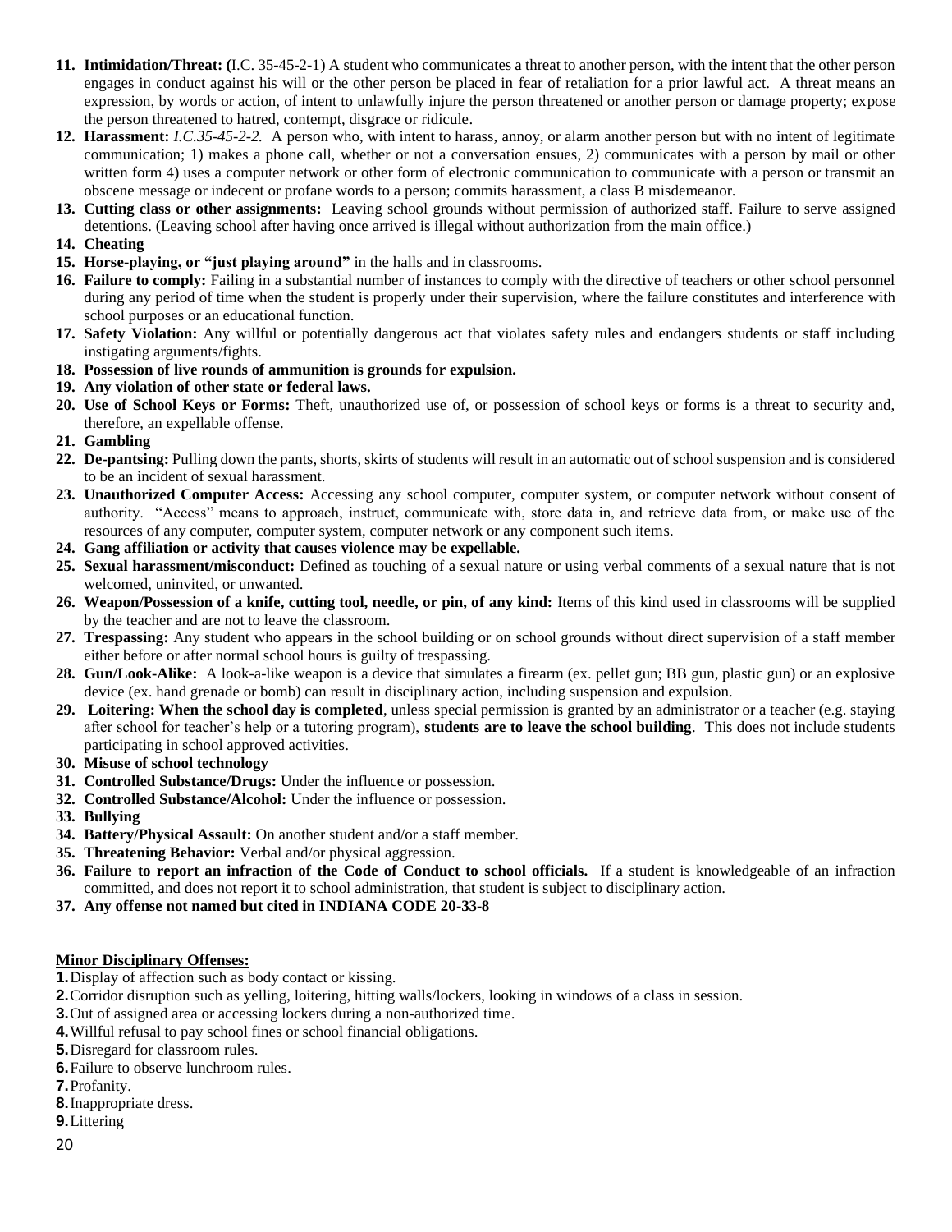11. **Intimidation/Threat: (**I.C. 35-45-2-1) A student who communicates a threat to another person, with the intent that the other person engages in conduct against his will or the other person be placed in fear of retaliation for a prior lawful act. A threat means an expression, by words or action, of intent to unlawfully injure the person threatened or another person or damage property; expose the person threatened to hatred, contempt, disgrace or ridicule.
12. **Harassment:** *I.C.35-45-2-2.* A person who, with intent to harass, annoy, or alarm another person but with no intent of legitimate communication; 1) makes a phone call, whether or not a conversation ensues, 2) communicates with a person by mail or other written form 4) uses a computer network or other form of electronic communication to communicate with a person or transmit an obscene message or indecent or profane words to a person; commits harassment, a class B misdemeanor.
13. **Cutting class or other assignments:** Leaving school grounds without permission of authorized staff. Failure to serve assigned detentions. (Leaving school after having once arrived is illegal without authorization from the main office.)
14. **Cheating**
15. **Horse-playing, or "just playing around"** in the halls and in classrooms.
16. **Failure to comply:** Failing in a substantial number of instances to comply with the directive of teachers or other school personnel during any period of time when the student is properly under their supervision, where the failure constitutes and interference with school purposes or an educational function.
17. **Safety Violation:** Any willful or potentially dangerous act that violates safety rules and endangers students or staff including instigating arguments/fights.
18. **Possession of live rounds of ammunition is grounds for expulsion.**
19. **Any violation of other state or federal laws.**
20. **Use of School Keys or Forms:** Theft, unauthorized use of, or possession of school keys or forms is a threat to security and, therefore, an expellable offense.
21. **Gambling**
22. **De-pantsing:** Pulling down the pants, shorts, skirts of students will result in an automatic out of school suspension and is considered to be an incident of sexual harassment.
23. **Unauthorized Computer Access:** Accessing any school computer, computer system, or computer network without consent of authority. "Access" means to approach, instruct, communicate with, store data in, and retrieve data from, or make use of the resources of any computer, computer system, computer network or any component such items.
24. **Gang affiliation or activity that causes violence may be expellable.**
25. **Sexual harassment/misconduct:** Defined as touching of a sexual nature or using verbal comments of a sexual nature that is not welcomed, uninvited, or unwanted.
26. **Weapon/Possession of a knife, cutting tool, needle, or pin, of any kind:** Items of this kind used in classrooms will be supplied by the teacher and are not to leave the classroom.
27. **Trespassing:** Any student who appears in the school building or on school grounds without direct supervision of a staff member either before or after normal school hours is guilty of trespassing.
28. **Gun/Look-Alike:** A look-a-like weapon is a device that simulates a firearm (ex. pellet gun; BB gun, plastic gun) or an explosive device (ex. hand grenade or bomb) can result in disciplinary action, including suspension and expulsion.
29. **Loitering: When the school day is completed**, unless special permission is granted by an administrator or a teacher (e.g. staying after school for teacher's help or a tutoring program), **students are to leave the school building**. This does not include students participating in school approved activities.
30. **Misuse of school technology**
31. **Controlled Substance/Drugs:** Under the influence or possession.
32. **Controlled Substance/Alcohol:** Under the influence or possession.
33. **Bullying**
34. **Battery/Physical Assault:** On another student and/or a staff member.
35. **Threatening Behavior:** Verbal and/or physical aggression.
36. **Failure to report an infraction of the Code of Conduct to school officials.** If a student is knowledgeable of an infraction committed, and does not report it to school administration, that student is subject to disciplinary action.
37. **Any offense not named but cited in INDIANA CODE 20-33-8**

**Minor Disciplinary Offenses:**

1. Display of affection such as body contact or kissing.
2. Corridor disruption such as yelling, loitering, hitting walls/lockers, looking in windows of a class in session.
3. Out of assigned area or accessing lockers during a non-authorized time.
4. Willful refusal to pay school fines or school financial obligations.
5. Disregard for classroom rules.
6. Failure to observe lunchroom rules.
7. Profanity.
8. Inappropriate dress.
9. Littering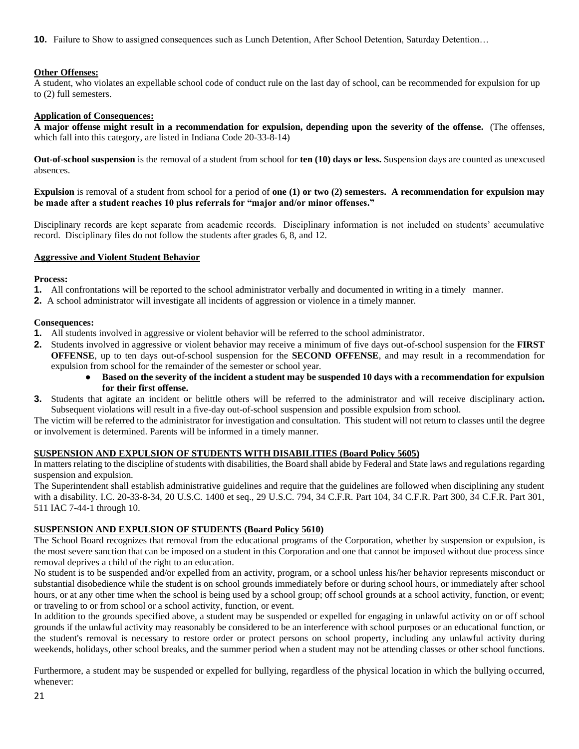**10.** Failure to Show to assigned consequences such as Lunch Detention, After School Detention, Saturday Detention…

**Other Offenses:**
A student, who violates an expellable school code of conduct rule on the last day of school, can be recommended for expulsion for up to (2) full semesters.

**Application of Consequences:**
**A major offense might result in a recommendation for expulsion, depending upon the severity of the offense.** (The offenses, which fall into this category, are listed in Indiana Code 20-33-8-14)

**Out-of-school suspension** is the removal of a student from school for **ten (10) days or less.** Suspension days are counted as unexcused absences.

**Expulsion** is removal of a student from school for a period of **one (1) or two (2) semesters. A recommendation for expulsion may be made after a student reaches 10 plus referrals for "major and/or minor offenses."**

Disciplinary records are kept separate from academic records. Disciplinary information is not included on students' accumulative record. Disciplinary files do not follow the students after grades 6, 8, and 12.

**Aggressive and Violent Student Behavior**

**Process:**
1. All confrontations will be reported to the school administrator verbally and documented in writing in a timely manner.
2. A school administrator will investigate all incidents of aggression or violence in a timely manner.

**Consequences:**
1. All students involved in aggressive or violent behavior will be referred to the school administrator.
2. Students involved in aggressive or violent behavior may receive a minimum of five days out-of-school suspension for the **FIRST OFFENSE**, up to ten days out-of-school suspension for the **SECOND OFFENSE**, and may result in a recommendation for expulsion from school for the remainder of the semester or school year.
    - **Based on the severity of the incident a student may be suspended 10 days with a recommendation for expulsion for their first offense.**
3. Students that agitate an incident or belittle others will be referred to the administrator and will receive disciplinary action**.** Subsequent violations will result in a five-day out-of-school suspension and possible expulsion from school.

The victim will be referred to the administrator for investigation and consultation. This student will not return to classes until the degree or involvement is determined. Parents will be informed in a timely manner.

**SUSPENSION AND EXPULSION OF STUDENTS WITH DISABILITIES (Board Policy 5605)**
In matters relating to the discipline of students with disabilities, the Board shall abide by Federal and State laws and regulations regarding suspension and expulsion.
The Superintendent shall establish administrative guidelines and require that the guidelines are followed when disciplining any student with a disability. I.C. 20-33-8-34, 20 U.S.C. 1400 et seq., 29 U.S.C. 794, 34 C.F.R. Part 104, 34 C.F.R. Part 300, 34 C.F.R. Part 301, 511 IAC 7-44-1 through 10.

**SUSPENSION AND EXPULSION OF STUDENTS (Board Policy 5610)**
The School Board recognizes that removal from the educational programs of the Corporation, whether by suspension or expulsion, is the most severe sanction that can be imposed on a student in this Corporation and one that cannot be imposed without due process since removal deprives a child of the right to an education.
No student is to be suspended and/or expelled from an activity, program, or a school unless his/her behavior represents misconduct or substantial disobedience while the student is on school grounds immediately before or during school hours, or immediately after school hours, or at any other time when the school is being used by a school group; off school grounds at a school activity, function, or event; or traveling to or from school or a school activity, function, or event.
In addition to the grounds specified above, a student may be suspended or expelled for engaging in unlawful activity on or off school grounds if the unlawful activity may reasonably be considered to be an interference with school purposes or an educational function, or the student's removal is necessary to restore order or protect persons on school property, including any unlawful activity during weekends, holidays, other school breaks, and the summer period when a student may not be attending classes or other school functions.

Furthermore, a student may be suspended or expelled for bullying, regardless of the physical location in which the bullying occurred, whenever: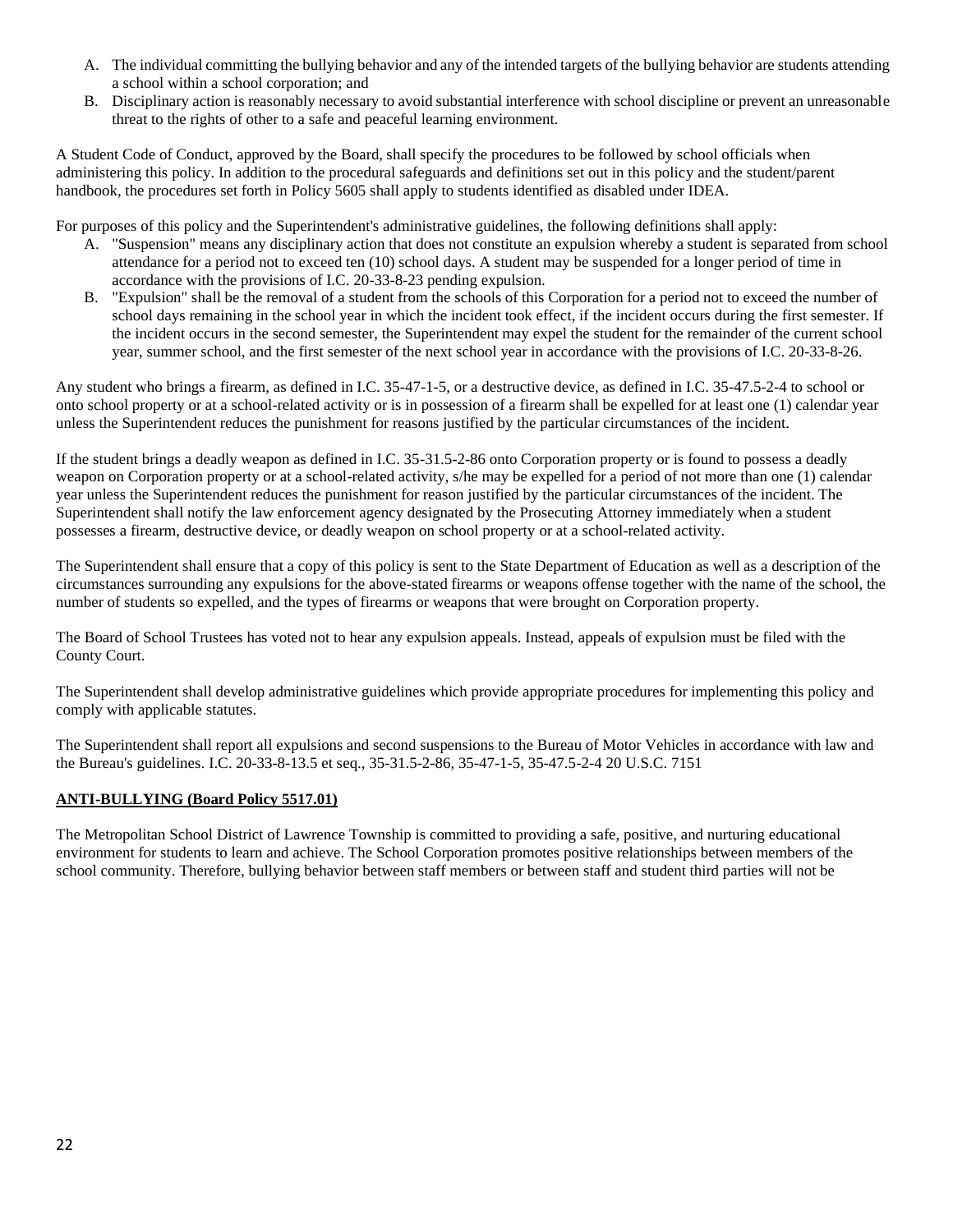A. The individual committing the bullying behavior and any of the intended targets of the bullying behavior are students attending a school within a school corporation; and
B. Disciplinary action is reasonably necessary to avoid substantial interference with school discipline or prevent an unreasonable threat to the rights of other to a safe and peaceful learning environment.

A Student Code of Conduct, approved by the Board, shall specify the procedures to be followed by school officials when administering this policy. In addition to the procedural safeguards and definitions set out in this policy and the student/parent handbook, the procedures set forth in Policy 5605 shall apply to students identified as disabled under IDEA.

For purposes of this policy and the Superintendent's administrative guidelines, the following definitions shall apply:

A. "Suspension" means any disciplinary action that does not constitute an expulsion whereby a student is separated from school attendance for a period not to exceed ten (10) school days. A student may be suspended for a longer period of time in accordance with the provisions of I.C. 20-33-8-23 pending expulsion.
B. "Expulsion" shall be the removal of a student from the schools of this Corporation for a period not to exceed the number of school days remaining in the school year in which the incident took effect, if the incident occurs during the first semester. If the incident occurs in the second semester, the Superintendent may expel the student for the remainder of the current school year, summer school, and the first semester of the next school year in accordance with the provisions of I.C. 20-33-8-26.

Any student who brings a firearm, as defined in I.C. 35-47-1-5, or a destructive device, as defined in I.C. 35-47.5-2-4 to school or onto school property or at a school-related activity or is in possession of a firearm shall be expelled for at least one (1) calendar year unless the Superintendent reduces the punishment for reasons justified by the particular circumstances of the incident.

If the student brings a deadly weapon as defined in I.C. 35-31.5-2-86 onto Corporation property or is found to possess a deadly weapon on Corporation property or at a school-related activity, s/he may be expelled for a period of not more than one (1) calendar year unless the Superintendent reduces the punishment for reason justified by the particular circumstances of the incident. The Superintendent shall notify the law enforcement agency designated by the Prosecuting Attorney immediately when a student possesses a firearm, destructive device, or deadly weapon on school property or at a school-related activity.

The Superintendent shall ensure that a copy of this policy is sent to the State Department of Education as well as a description of the circumstances surrounding any expulsions for the above-stated firearms or weapons offense together with the name of the school, the number of students so expelled, and the types of firearms or weapons that were brought on Corporation property.

The Board of School Trustees has voted not to hear any expulsion appeals. Instead, appeals of expulsion must be filed with the County Court.

The Superintendent shall develop administrative guidelines which provide appropriate procedures for implementing this policy and comply with applicable statutes.

The Superintendent shall report all expulsions and second suspensions to the Bureau of Motor Vehicles in accordance with law and the Bureau's guidelines. I.C. 20-33-8-13.5 et seq., 35-31.5-2-86, 35-47-1-5, 35-47.5-2-4 20 U.S.C. 7151

**ANTI-BULLYING (Board Policy 5517.01)**

The Metropolitan School District of Lawrence Township is committed to providing a safe, positive, and nurturing educational environment for students to learn and achieve. The School Corporation promotes positive relationships between members of the school community. Therefore, bullying behavior between staff members or between staff and student third parties will not be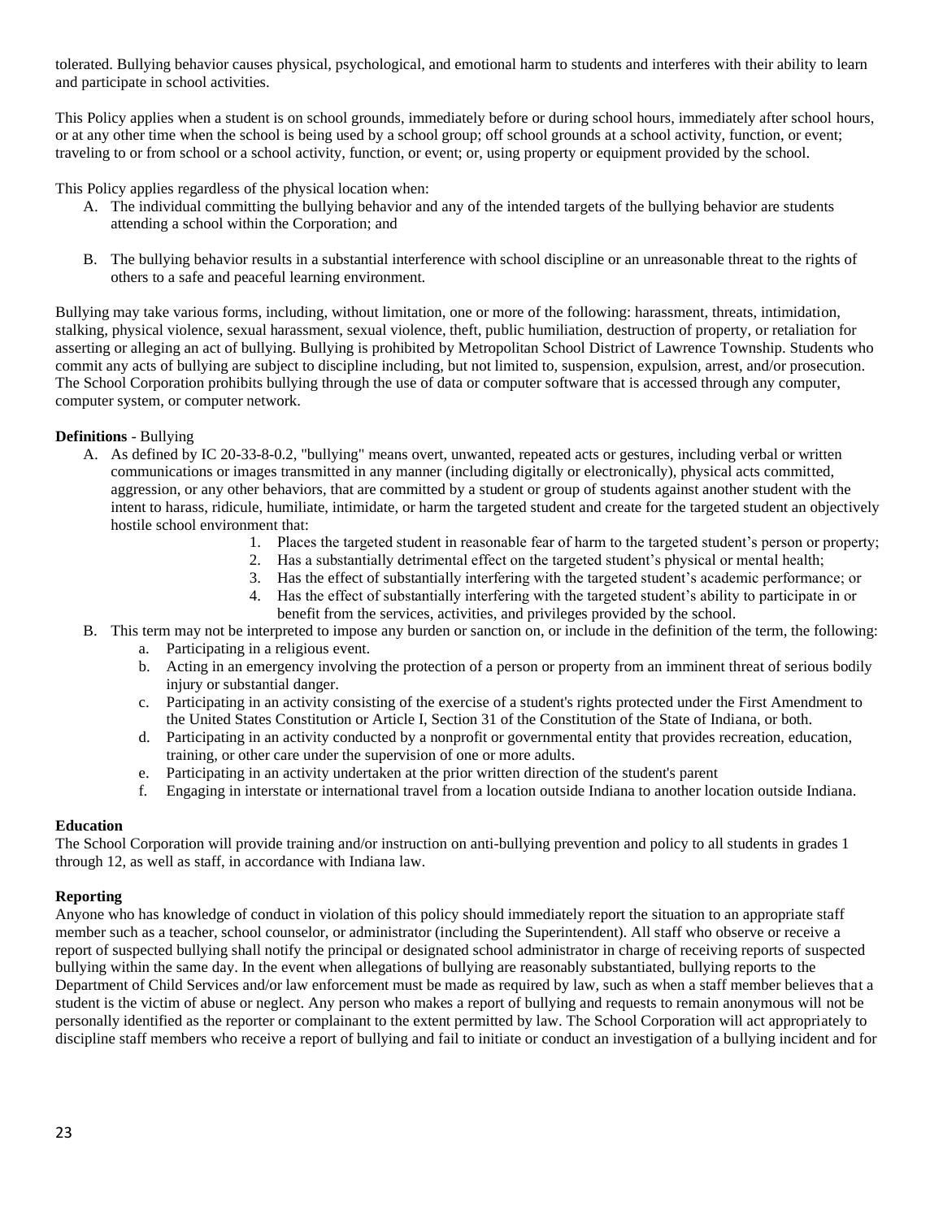tolerated. Bullying behavior causes physical, psychological, and emotional harm to students and interferes with their ability to learn and participate in school activities.

This Policy applies when a student is on school grounds, immediately before or during school hours, immediately after school hours, or at any other time when the school is being used by a school group; off school grounds at a school activity, function, or event; traveling to or from school or a school activity, function, or event; or, using property or equipment provided by the school.

This Policy applies regardless of the physical location when:

A. The individual committing the bullying behavior and any of the intended targets of the bullying behavior are students attending a school within the Corporation; and

B. The bullying behavior results in a substantial interference with school discipline or an unreasonable threat to the rights of others to a safe and peaceful learning environment.

Bullying may take various forms, including, without limitation, one or more of the following: harassment, threats, intimidation, stalking, physical violence, sexual harassment, sexual violence, theft, public humiliation, destruction of property, or retaliation for asserting or alleging an act of bullying. Bullying is prohibited by Metropolitan School District of Lawrence Township. Students who commit any acts of bullying are subject to discipline including, but not limited to, suspension, expulsion, arrest, and/or prosecution. The School Corporation prohibits bullying through the use of data or computer software that is accessed through any computer, computer system, or computer network.

**Definitions** - Bullying

A. As defined by IC 20-33-8-0.2, "bullying" means overt, unwanted, repeated acts or gestures, including verbal or written communications or images transmitted in any manner (including digitally or electronically), physical acts committed, aggression, or any other behaviors, that are committed by a student or group of students against another student with the intent to harass, ridicule, humiliate, intimidate, or harm the targeted student and create for the targeted student an objectively hostile school environment that:
   1. Places the targeted student in reasonable fear of harm to the targeted student's person or property;
   2. Has a substantially detrimental effect on the targeted student's physical or mental health;
   3. Has the effect of substantially interfering with the targeted student's academic performance; or
   4. Has the effect of substantially interfering with the targeted student's ability to participate in or benefit from the services, activities, and privileges provided by the school.

B. This term may not be interpreted to impose any burden or sanction on, or include in the definition of the term, the following:
   a. Participating in a religious event.
   b. Acting in an emergency involving the protection of a person or property from an imminent threat of serious bodily injury or substantial danger.
   c. Participating in an activity consisting of the exercise of a student's rights protected under the First Amendment to the United States Constitution or Article I, Section 31 of the Constitution of the State of Indiana, or both.
   d. Participating in an activity conducted by a nonprofit or governmental entity that provides recreation, education, training, or other care under the supervision of one or more adults.
   e. Participating in an activity undertaken at the prior written direction of the student's parent
   f. Engaging in interstate or international travel from a location outside Indiana to another location outside Indiana.

**Education**

The School Corporation will provide training and/or instruction on anti-bullying prevention and policy to all students in grades 1 through 12, as well as staff, in accordance with Indiana law.

**Reporting**

Anyone who has knowledge of conduct in violation of this policy should immediately report the situation to an appropriate staff member such as a teacher, school counselor, or administrator (including the Superintendent). All staff who observe or receive a report of suspected bullying shall notify the principal or designated school administrator in charge of receiving reports of suspected bullying within the same day. In the event when allegations of bullying are reasonably substantiated, bullying reports to the Department of Child Services and/or law enforcement must be made as required by law, such as when a staff member believes that a student is the victim of abuse or neglect. Any person who makes a report of bullying and requests to remain anonymous will not be personally identified as the reporter or complainant to the extent permitted by law. The School Corporation will act appropriately to discipline staff members who receive a report of bullying and fail to initiate or conduct an investigation of a bullying incident and for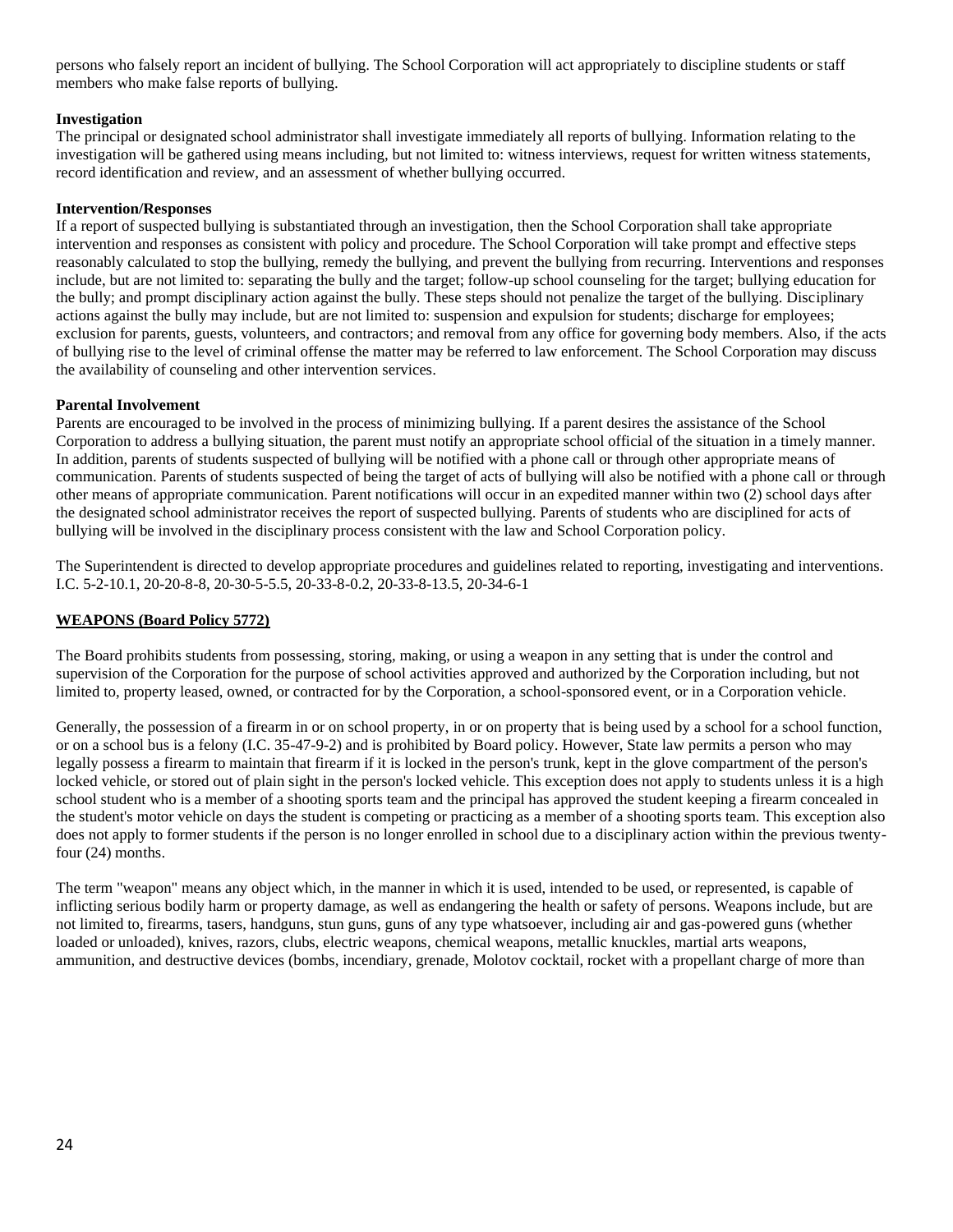persons who falsely report an incident of bullying. The School Corporation will act appropriately to discipline students or staff members who make false reports of bullying.

**Investigation**

The principal or designated school administrator shall investigate immediately all reports of bullying. Information relating to the investigation will be gathered using means including, but not limited to: witness interviews, request for written witness statements, record identification and review, and an assessment of whether bullying occurred.

**Intervention/Responses**

If a report of suspected bullying is substantiated through an investigation, then the School Corporation shall take appropriate intervention and responses as consistent with policy and procedure. The School Corporation will take prompt and effective steps reasonably calculated to stop the bullying, remedy the bullying, and prevent the bullying from recurring. Interventions and responses include, but are not limited to: separating the bully and the target; follow-up school counseling for the target; bullying education for the bully; and prompt disciplinary action against the bully. These steps should not penalize the target of the bullying. Disciplinary actions against the bully may include, but are not limited to: suspension and expulsion for students; discharge for employees; exclusion for parents, guests, volunteers, and contractors; and removal from any office for governing body members. Also, if the acts of bullying rise to the level of criminal offense the matter may be referred to law enforcement. The School Corporation may discuss the availability of counseling and other intervention services.

**Parental Involvement**

Parents are encouraged to be involved in the process of minimizing bullying. If a parent desires the assistance of the School Corporation to address a bullying situation, the parent must notify an appropriate school official of the situation in a timely manner. In addition, parents of students suspected of bullying will be notified with a phone call or through other appropriate means of communication. Parents of students suspected of being the target of acts of bullying will also be notified with a phone call or through other means of appropriate communication. Parent notifications will occur in an expedited manner within two (2) school days after the designated school administrator receives the report of suspected bullying. Parents of students who are disciplined for acts of bullying will be involved in the disciplinary process consistent with the law and School Corporation policy.

The Superintendent is directed to develop appropriate procedures and guidelines related to reporting, investigating and interventions. I.C. 5-2-10.1, 20-20-8-8, 20-30-5-5.5, 20-33-8-0.2, 20-33-8-13.5, 20-34-6-1

**WEAPONS (Board Policy 5772)**

The Board prohibits students from possessing, storing, making, or using a weapon in any setting that is under the control and supervision of the Corporation for the purpose of school activities approved and authorized by the Corporation including, but not limited to, property leased, owned, or contracted for by the Corporation, a school-sponsored event, or in a Corporation vehicle.

Generally, the possession of a firearm in or on school property, in or on property that is being used by a school for a school function, or on a school bus is a felony (I.C. 35-47-9-2) and is prohibited by Board policy. However, State law permits a person who may legally possess a firearm to maintain that firearm if it is locked in the person's trunk, kept in the glove compartment of the person's locked vehicle, or stored out of plain sight in the person's locked vehicle. This exception does not apply to students unless it is a high school student who is a member of a shooting sports team and the principal has approved the student keeping a firearm concealed in the student's motor vehicle on days the student is competing or practicing as a member of a shooting sports team. This exception also does not apply to former students if the person is no longer enrolled in school due to a disciplinary action within the previous twenty-four (24) months.

The term "weapon" means any object which, in the manner in which it is used, intended to be used, or represented, is capable of inflicting serious bodily harm or property damage, as well as endangering the health or safety of persons. Weapons include, but are not limited to, firearms, tasers, handguns, stun guns, guns of any type whatsoever, including air and gas-powered guns (whether loaded or unloaded), knives, razors, clubs, electric weapons, chemical weapons, metallic knuckles, martial arts weapons, ammunition, and destructive devices (bombs, incendiary, grenade, Molotov cocktail, rocket with a propellant charge of more than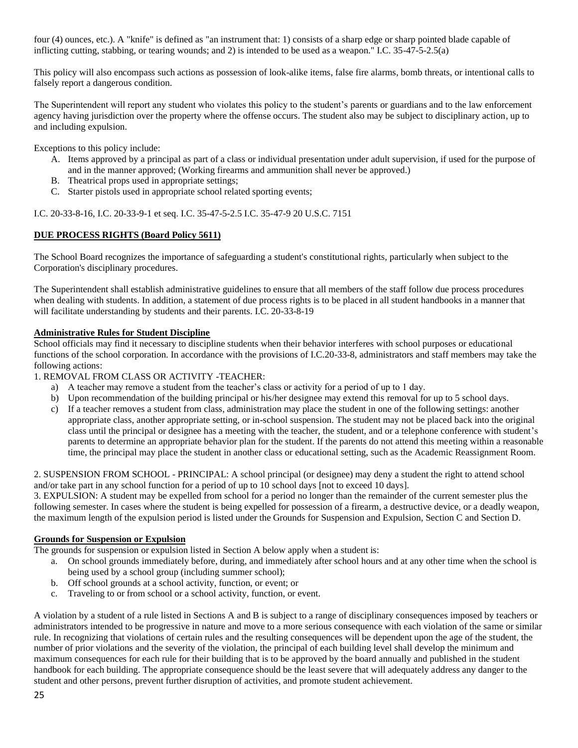four (4) ounces, etc.). A "knife" is defined as "an instrument that: 1) consists of a sharp edge or sharp pointed blade capable of inflicting cutting, stabbing, or tearing wounds; and 2) is intended to be used as a weapon." I.C. 35-47-5-2.5(a)

This policy will also encompass such actions as possession of look-alike items, false fire alarms, bomb threats, or intentional calls to falsely report a dangerous condition.

The Superintendent will report any student who violates this policy to the student's parents or guardians and to the law enforcement agency having jurisdiction over the property where the offense occurs. The student also may be subject to disciplinary action, up to and including expulsion.

Exceptions to this policy include:

A. Items approved by a principal as part of a class or individual presentation under adult supervision, if used for the purpose of and in the manner approved; (Working firearms and ammunition shall never be approved.)
B. Theatrical props used in appropriate settings;
C. Starter pistols used in appropriate school related sporting events;

I.C. 20-33-8-16, I.C. 20-33-9-1 et seq. I.C. 35-47-5-2.5 I.C. 35-47-9 20 U.S.C. 7151

## DUE PROCESS RIGHTS (Board Policy 5611)

The School Board recognizes the importance of safeguarding a student's constitutional rights, particularly when subject to the Corporation's disciplinary procedures.

The Superintendent shall establish administrative guidelines to ensure that all members of the staff follow due process procedures when dealing with students. In addition, a statement of due process rights is to be placed in all student handbooks in a manner that will facilitate understanding by students and their parents. I.C. 20-33-8-19

### Administrative Rules for Student Discipline

School officials may find it necessary to discipline students when their behavior interferes with school purposes or educational functions of the school corporation. In accordance with the provisions of I.C.20-33-8, administrators and staff members may take the following actions:

1. REMOVAL FROM CLASS OR ACTIVITY -TEACHER:
   a) A teacher may remove a student from the teacher's class or activity for a period of up to 1 day.
   b) Upon recommendation of the building principal or his/her designee may extend this removal for up to 5 school days.
   c) If a teacher removes a student from class, administration may place the student in one of the following settings: another appropriate class, another appropriate setting, or in-school suspension. The student may not be placed back into the original class until the principal or designee has a meeting with the teacher, the student, and or a telephone conference with student's parents to determine an appropriate behavior plan for the student. If the parents do not attend this meeting within a reasonable time, the principal may place the student in another class or educational setting, such as the Academic Reassignment Room.

2. SUSPENSION FROM SCHOOL - PRINCIPAL: A school principal (or designee) may deny a student the right to attend school and/or take part in any school function for a period of up to 10 school days [not to exceed 10 days].

3. EXPULSION: A student may be expelled from school for a period no longer than the remainder of the current semester plus the following semester. In cases where the student is being expelled for possession of a firearm, a destructive device, or a deadly weapon, the maximum length of the expulsion period is listed under the Grounds for Suspension and Expulsion, Section C and Section D.

### Grounds for Suspension or Expulsion

The grounds for suspension or expulsion listed in Section A below apply when a student is:

a. On school grounds immediately before, during, and immediately after school hours and at any other time when the school is being used by a school group (including summer school);
b. Off school grounds at a school activity, function, or event; or
c. Traveling to or from school or a school activity, function, or event.

A violation by a student of a rule listed in Sections A and B is subject to a range of disciplinary consequences imposed by teachers or administrators intended to be progressive in nature and move to a more serious consequence with each violation of the same or similar rule. In recognizing that violations of certain rules and the resulting consequences will be dependent upon the age of the student, the number of prior violations and the severity of the violation, the principal of each building level shall develop the minimum and maximum consequences for each rule for their building that is to be approved by the board annually and published in the student handbook for each building. The appropriate consequence should be the least severe that will adequately address any danger to the student and other persons, prevent further disruption of activities, and promote student achievement.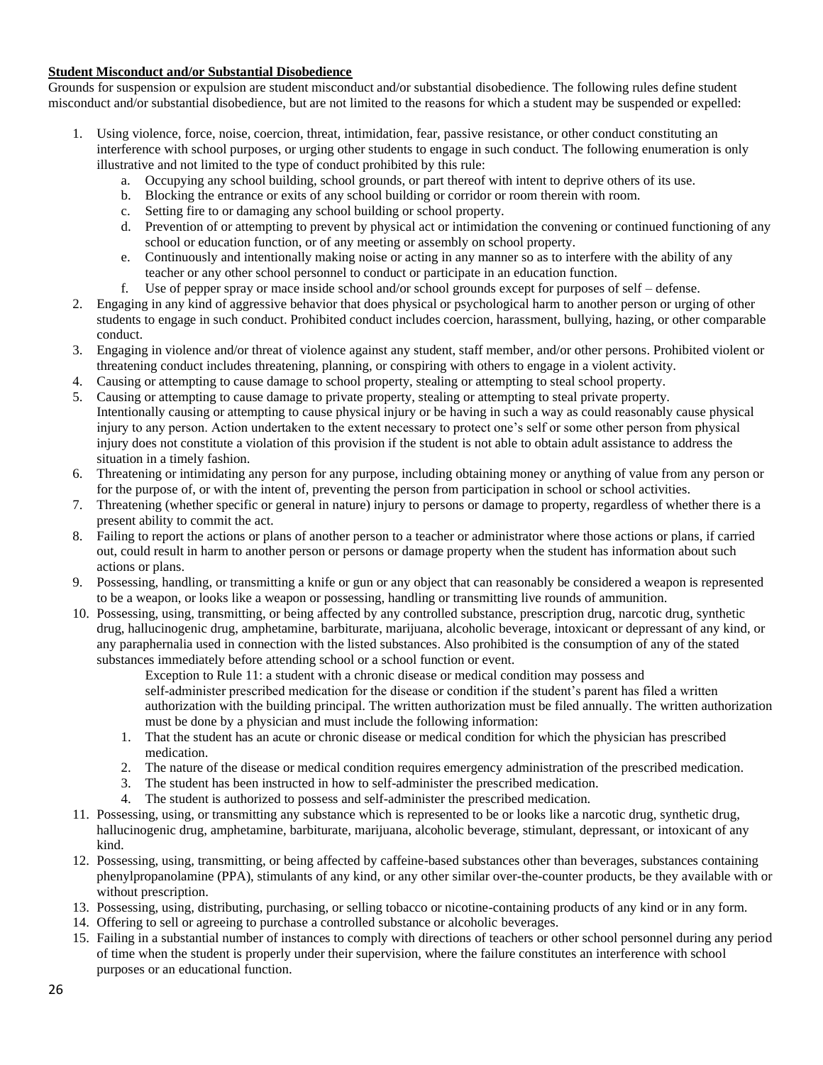**Student Misconduct and/or Substantial Disobedience**

Grounds for suspension or expulsion are student misconduct and/or substantial disobedience. The following rules define student misconduct and/or substantial disobedience, but are not limited to the reasons for which a student may be suspended or expelled:

1. Using violence, force, noise, coercion, threat, intimidation, fear, passive resistance, or other conduct constituting an interference with school purposes, or urging other students to engage in such conduct. The following enumeration is only illustrative and not limited to the type of conduct prohibited by this rule:
   a. Occupying any school building, school grounds, or part thereof with intent to deprive others of its use.
   b. Blocking the entrance or exits of any school building or corridor or room therein with room.
   c. Setting fire to or damaging any school building or school property.
   d. Prevention of or attempting to prevent by physical act or intimidation the convening or continued functioning of any school or education function, or of any meeting or assembly on school property.
   e. Continuously and intentionally making noise or acting in any manner so as to interfere with the ability of any teacher or any other school personnel to conduct or participate in an education function.
   f. Use of pepper spray or mace inside school and/or school grounds except for purposes of self – defense.
2. Engaging in any kind of aggressive behavior that does physical or psychological harm to another person or urging of other students to engage in such conduct. Prohibited conduct includes coercion, harassment, bullying, hazing, or other comparable conduct.
3. Engaging in violence and/or threat of violence against any student, staff member, and/or other persons. Prohibited violent or threatening conduct includes threatening, planning, or conspiring with others to engage in a violent activity.
4. Causing or attempting to cause damage to school property, stealing or attempting to steal school property.
5. Causing or attempting to cause damage to private property, stealing or attempting to steal private property.
   Intentionally causing or attempting to cause physical injury or be having in such a way as could reasonably cause physical injury to any person. Action undertaken to the extent necessary to protect one's self or some other person from physical injury does not constitute a violation of this provision if the student is not able to obtain adult assistance to address the situation in a timely fashion.
6. Threatening or intimidating any person for any purpose, including obtaining money or anything of value from any person or for the purpose of, or with the intent of, preventing the person from participation in school or school activities.
7. Threatening (whether specific or general in nature) injury to persons or damage to property, regardless of whether there is a present ability to commit the act.
8. Failing to report the actions or plans of another person to a teacher or administrator where those actions or plans, if carried out, could result in harm to another person or persons or damage property when the student has information about such actions or plans.
9. Possessing, handling, or transmitting a knife or gun or any object that can reasonably be considered a weapon is represented to be a weapon, or looks like a weapon or possessing, handling or transmitting live rounds of ammunition.
10. Possessing, using, transmitting, or being affected by any controlled substance, prescription drug, narcotic drug, synthetic drug, hallucinogenic drug, amphetamine, barbiturate, marijuana, alcoholic beverage, intoxicant or depressant of any kind, or any paraphernalia used in connection with the listed substances. Also prohibited is the consumption of any of the stated substances immediately before attending school or a school function or event.

    Exception to Rule 11: a student with a chronic disease or medical condition may possess and self-administer prescribed medication for the disease or condition if the student's parent has filed a written authorization with the building principal. The written authorization must be filed annually. The written authorization must be done by a physician and must include the following information:

    1. That the student has an acute or chronic disease or medical condition for which the physician has prescribed medication.
    2. The nature of the disease or medical condition requires emergency administration of the prescribed medication.
    3. The student has been instructed in how to self-administer the prescribed medication.
    4. The student is authorized to possess and self-administer the prescribed medication.
11. Possessing, using, or transmitting any substance which is represented to be or looks like a narcotic drug, synthetic drug, hallucinogenic drug, amphetamine, barbiturate, marijuana, alcoholic beverage, stimulant, depressant, or intoxicant of any kind.
12. Possessing, using, transmitting, or being affected by caffeine-based substances other than beverages, substances containing phenylpropanolamine (PPA), stimulants of any kind, or any other similar over-the-counter products, be they available with or without prescription.
13. Possessing, using, distributing, purchasing, or selling tobacco or nicotine-containing products of any kind or in any form.
14. Offering to sell or agreeing to purchase a controlled substance or alcoholic beverages.
15. Failing in a substantial number of instances to comply with directions of teachers or other school personnel during any period of time when the student is properly under their supervision, where the failure constitutes an interference with school purposes or an educational function.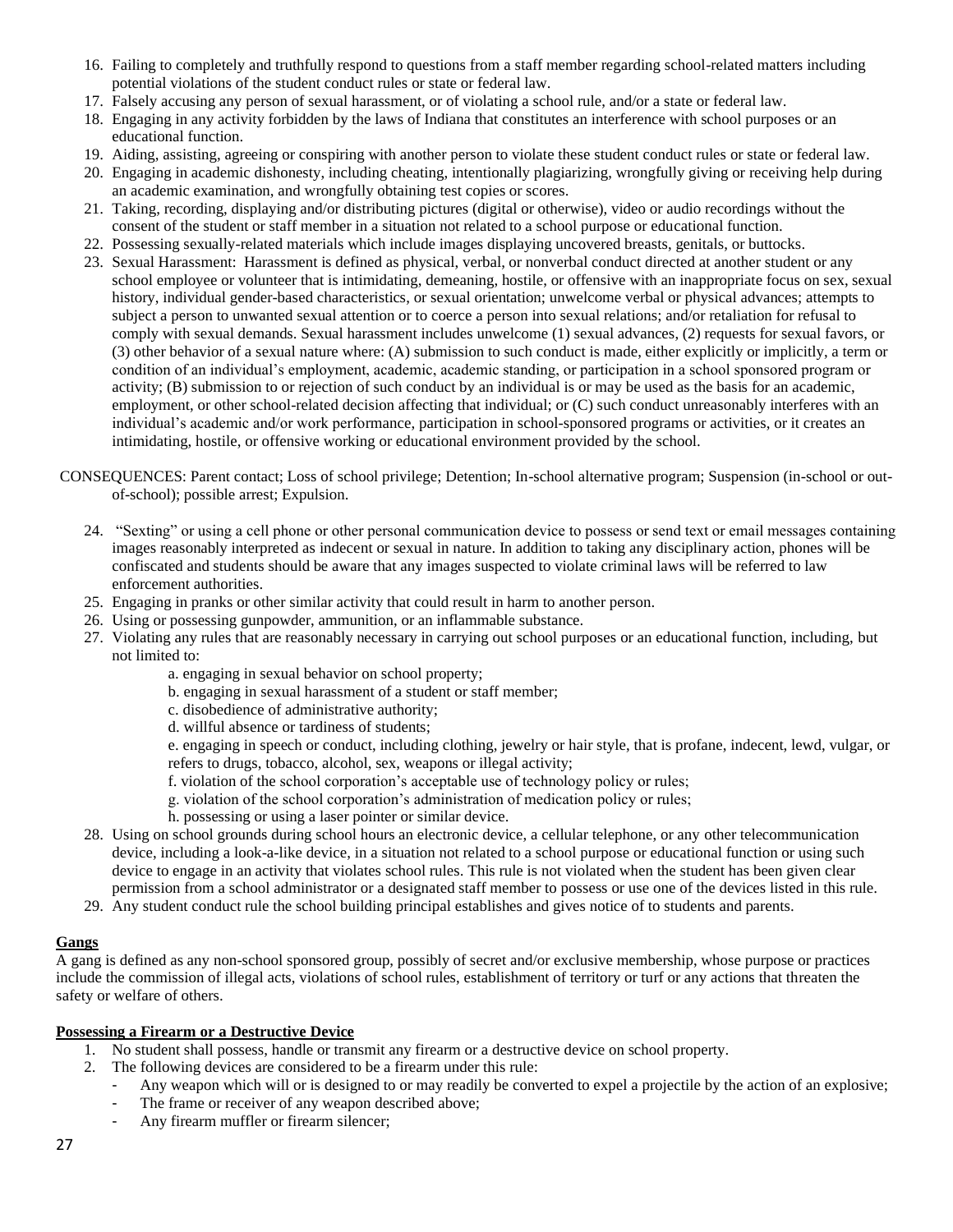16. Failing to completely and truthfully respond to questions from a staff member regarding school-related matters including potential violations of the student conduct rules or state or federal law.
17. Falsely accusing any person of sexual harassment, or of violating a school rule, and/or a state or federal law.
18. Engaging in any activity forbidden by the laws of Indiana that constitutes an interference with school purposes or an educational function.
19. Aiding, assisting, agreeing or conspiring with another person to violate these student conduct rules or state or federal law.
20. Engaging in academic dishonesty, including cheating, intentionally plagiarizing, wrongfully giving or receiving help during an academic examination, and wrongfully obtaining test copies or scores.
21. Taking, recording, displaying and/or distributing pictures (digital or otherwise), video or audio recordings without the consent of the student or staff member in a situation not related to a school purpose or educational function.
22. Possessing sexually-related materials which include images displaying uncovered breasts, genitals, or buttocks.
23. Sexual Harassment: Harassment is defined as physical, verbal, or nonverbal conduct directed at another student or any school employee or volunteer that is intimidating, demeaning, hostile, or offensive with an inappropriate focus on sex, sexual history, individual gender-based characteristics, or sexual orientation; unwelcome verbal or physical advances; attempts to subject a person to unwanted sexual attention or to coerce a person into sexual relations; and/or retaliation for refusal to comply with sexual demands. Sexual harassment includes unwelcome (1) sexual advances, (2) requests for sexual favors, or (3) other behavior of a sexual nature where: (A) submission to such conduct is made, either explicitly or implicitly, a term or condition of an individual's employment, academic, academic standing, or participation in a school sponsored program or activity; (B) submission to or rejection of such conduct by an individual is or may be used as the basis for an academic, employment, or other school-related decision affecting that individual; or (C) such conduct unreasonably interferes with an individual's academic and/or work performance, participation in school-sponsored programs or activities, or it creates an intimidating, hostile, or offensive working or educational environment provided by the school.

CONSEQUENCES: Parent contact; Loss of school privilege; Detention; In-school alternative program; Suspension (in-school or out-of-school); possible arrest; Expulsion.

24. "Sexting" or using a cell phone or other personal communication device to possess or send text or email messages containing images reasonably interpreted as indecent or sexual in nature. In addition to taking any disciplinary action, phones will be confiscated and students should be aware that any images suspected to violate criminal laws will be referred to law enforcement authorities.
25. Engaging in pranks or other similar activity that could result in harm to another person.
26. Using or possessing gunpowder, ammunition, or an inflammable substance.
27. Violating any rules that are reasonably necessary in carrying out school purposes or an educational function, including, but not limited to:
    a. engaging in sexual behavior on school property;
    b. engaging in sexual harassment of a student or staff member;
    c. disobedience of administrative authority;
    d. willful absence or tardiness of students;
    e. engaging in speech or conduct, including clothing, jewelry or hair style, that is profane, indecent, lewd, vulgar, or refers to drugs, tobacco, alcohol, sex, weapons or illegal activity;
    f. violation of the school corporation's acceptable use of technology policy or rules;
    g. violation of the school corporation's administration of medication policy or rules;
    h. possessing or using a laser pointer or similar device.
28. Using on school grounds during school hours an electronic device, a cellular telephone, or any other telecommunication device, including a look-a-like device, in a situation not related to a school purpose or educational function or using such device to engage in an activity that violates school rules. This rule is not violated when the student has been given clear permission from a school administrator or a designated staff member to possess or use one of the devices listed in this rule.
29. Any student conduct rule the school building principal establishes and gives notice of to students and parents.

**Gangs**

A gang is defined as any non-school sponsored group, possibly of secret and/or exclusive membership, whose purpose or practices include the commission of illegal acts, violations of school rules, establishment of territory or turf or any actions that threaten the safety or welfare of others.

**Possessing a Firearm or a Destructive Device**

1. No student shall possess, handle or transmit any firearm or a destructive device on school property.
2. The following devices are considered to be a firearm under this rule:
    - Any weapon which will or is designed to or may readily be converted to expel a projectile by the action of an explosive;
    - The frame or receiver of any weapon described above;
    - Any firearm muffler or firearm silencer;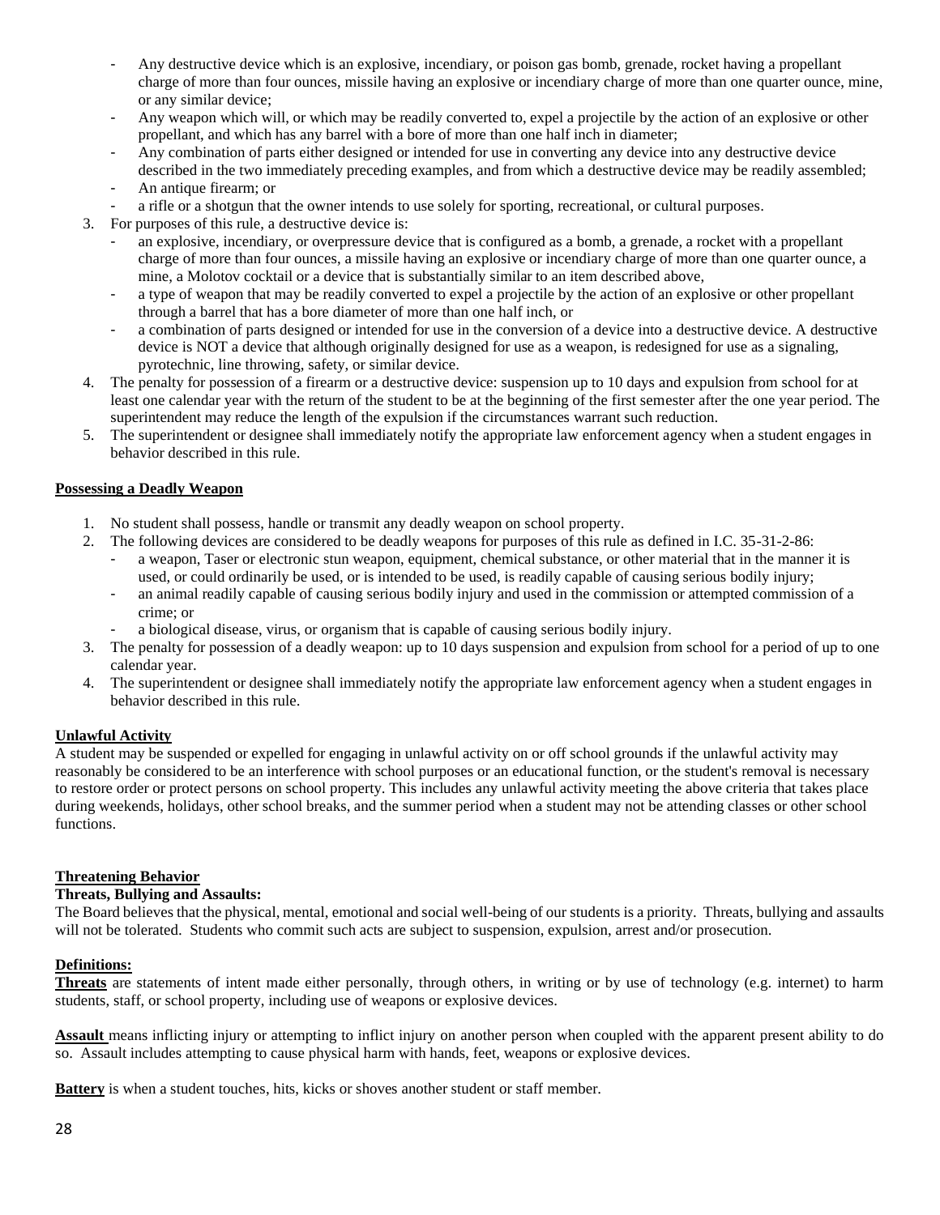- Any destructive device which is an explosive, incendiary, or poison gas bomb, grenade, rocket having a propellant charge of more than four ounces, missile having an explosive or incendiary charge of more than one quarter ounce, mine, or any similar device;
- Any weapon which will, or which may be readily converted to, expel a projectile by the action of an explosive or other propellant, and which has any barrel with a bore of more than one half inch in diameter;
- Any combination of parts either designed or intended for use in converting any device into any destructive device described in the two immediately preceding examples, and from which a destructive device may be readily assembled;
- An antique firearm; or
- a rifle or a shotgun that the owner intends to use solely for sporting, recreational, or cultural purposes.

3. For purposes of this rule, a destructive device is:
   - an explosive, incendiary, or overpressure device that is configured as a bomb, a grenade, a rocket with a propellant charge of more than four ounces, a missile having an explosive or incendiary charge of more than one quarter ounce, a mine, a Molotov cocktail or a device that is substantially similar to an item described above,
   - a type of weapon that may be readily converted to expel a projectile by the action of an explosive or other propellant through a barrel that has a bore diameter of more than one half inch, or
   - a combination of parts designed or intended for use in the conversion of a device into a destructive device. A destructive device is NOT a device that although originally designed for use as a weapon, is redesigned for use as a signaling, pyrotechnic, line throwing, safety, or similar device.
4. The penalty for possession of a firearm or a destructive device: suspension up to 10 days and expulsion from school for at least one calendar year with the return of the student to be at the beginning of the first semester after the one year period. The superintendent may reduce the length of the expulsion if the circumstances warrant such reduction.
5. The superintendent or designee shall immediately notify the appropriate law enforcement agency when a student engages in behavior described in this rule.

**Possessing a Deadly Weapon**

1. No student shall possess, handle or transmit any deadly weapon on school property.
2. The following devices are considered to be deadly weapons for purposes of this rule as defined in I.C. 35-31-2-86:
   - a weapon, Taser or electronic stun weapon, equipment, chemical substance, or other material that in the manner it is used, or could ordinarily be used, or is intended to be used, is readily capable of causing serious bodily injury;
   - an animal readily capable of causing serious bodily injury and used in the commission or attempted commission of a crime; or
   - a biological disease, virus, or organism that is capable of causing serious bodily injury.
3. The penalty for possession of a deadly weapon: up to 10 days suspension and expulsion from school for a period of up to one calendar year.
4. The superintendent or designee shall immediately notify the appropriate law enforcement agency when a student engages in behavior described in this rule.

**Unlawful Activity**

A student may be suspended or expelled for engaging in unlawful activity on or off school grounds if the unlawful activity may reasonably be considered to be an interference with school purposes or an educational function, or the student's removal is necessary to restore order or protect persons on school property. This includes any unlawful activity meeting the above criteria that takes place during weekends, holidays, other school breaks, and the summer period when a student may not be attending classes or other school functions.

**Threatening Behavior**

**Threats, Bullying and Assaults:**

The Board believes that the physical, mental, emotional and social well-being of our students is a priority. Threats, bullying and assaults will not be tolerated. Students who commit such acts are subject to suspension, expulsion, arrest and/or prosecution.

**Definitions:**

**Threats** are statements of intent made either personally, through others, in writing or by use of technology (e.g. internet) to harm students, staff, or school property, including use of weapons or explosive devices.

**Assault** means inflicting injury or attempting to inflict injury on another person when coupled with the apparent present ability to do so. Assault includes attempting to cause physical harm with hands, feet, weapons or explosive devices.

**Battery** is when a student touches, hits, kicks or shoves another student or staff member.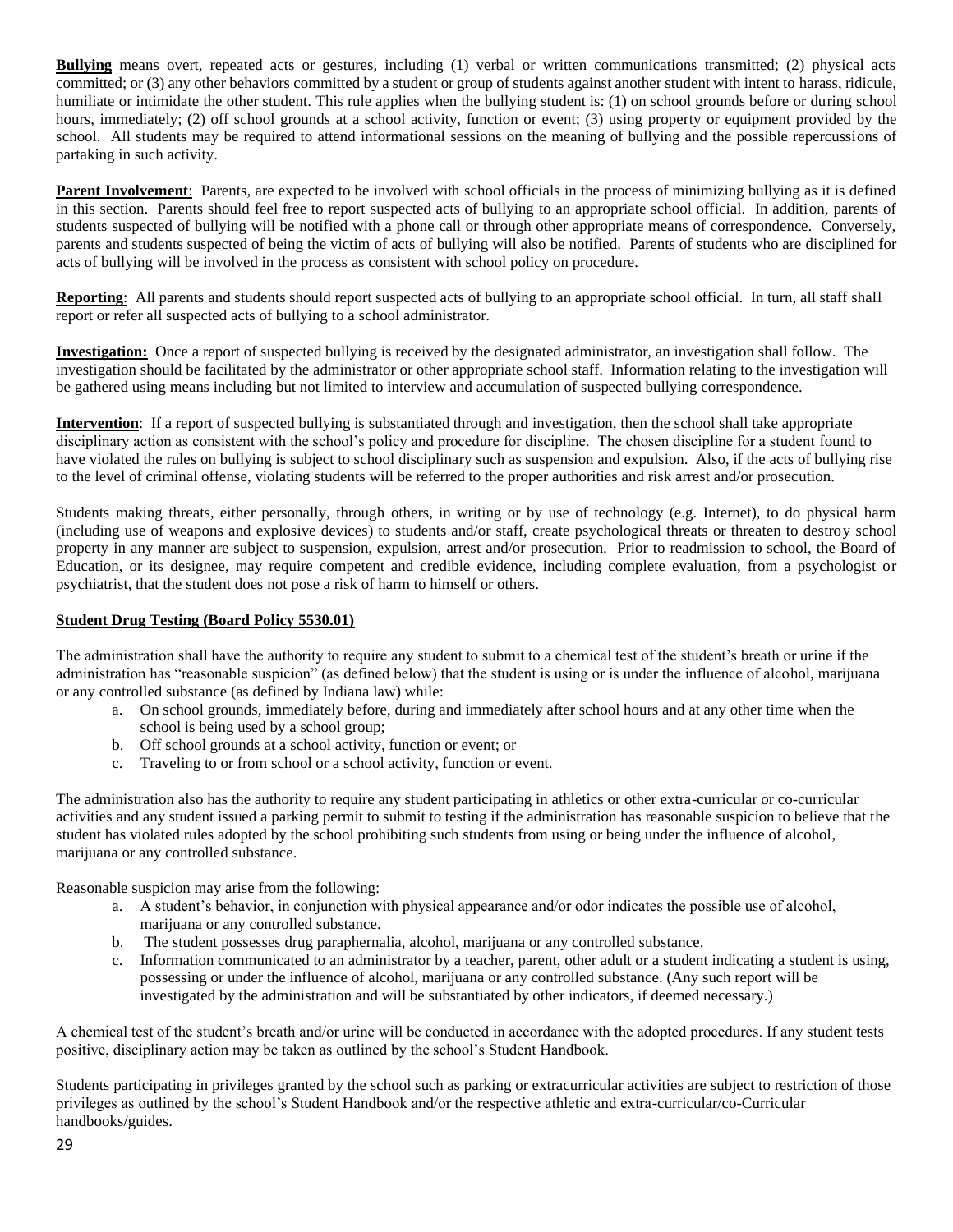**Bullying** means overt, repeated acts or gestures, including (1) verbal or written communications transmitted; (2) physical acts committed; or (3) any other behaviors committed by a student or group of students against another student with intent to harass, ridicule, humiliate or intimidate the other student. This rule applies when the bullying student is: (1) on school grounds before or during school hours, immediately; (2) off school grounds at a school activity, function or event; (3) using property or equipment provided by the school. All students may be required to attend informational sessions on the meaning of bullying and the possible repercussions of partaking in such activity.

**Parent Involvement**: Parents, are expected to be involved with school officials in the process of minimizing bullying as it is defined in this section. Parents should feel free to report suspected acts of bullying to an appropriate school official. In addition, parents of students suspected of bullying will be notified with a phone call or through other appropriate means of correspondence. Conversely, parents and students suspected of being the victim of acts of bullying will also be notified. Parents of students who are disciplined for acts of bullying will be involved in the process as consistent with school policy on procedure.

**Reporting**: All parents and students should report suspected acts of bullying to an appropriate school official. In turn, all staff shall report or refer all suspected acts of bullying to a school administrator.

**Investigation:** Once a report of suspected bullying is received by the designated administrator, an investigation shall follow. The investigation should be facilitated by the administrator or other appropriate school staff. Information relating to the investigation will be gathered using means including but not limited to interview and accumulation of suspected bullying correspondence.

**Intervention**: If a report of suspected bullying is substantiated through and investigation, then the school shall take appropriate disciplinary action as consistent with the school's policy and procedure for discipline. The chosen discipline for a student found to have violated the rules on bullying is subject to school disciplinary such as suspension and expulsion. Also, if the acts of bullying rise to the level of criminal offense, violating students will be referred to the proper authorities and risk arrest and/or prosecution.

Students making threats, either personally, through others, in writing or by use of technology (e.g. Internet), to do physical harm (including use of weapons and explosive devices) to students and/or staff, create psychological threats or threaten to destroy school property in any manner are subject to suspension, expulsion, arrest and/or prosecution. Prior to readmission to school, the Board of Education, or its designee, may require competent and credible evidence, including complete evaluation, from a psychologist or psychiatrist, that the student does not pose a risk of harm to himself or others.

**Student Drug Testing (Board Policy 5530.01)**

The administration shall have the authority to require any student to submit to a chemical test of the student's breath or urine if the administration has "reasonable suspicion" (as defined below) that the student is using or is under the influence of alcohol, marijuana or any controlled substance (as defined by Indiana law) while:

a. On school grounds, immediately before, during and immediately after school hours and at any other time when the school is being used by a school group;
b. Off school grounds at a school activity, function or event; or
c. Traveling to or from school or a school activity, function or event.

The administration also has the authority to require any student participating in athletics or other extra-curricular or co-curricular activities and any student issued a parking permit to submit to testing if the administration has reasonable suspicion to believe that the student has violated rules adopted by the school prohibiting such students from using or being under the influence of alcohol, marijuana or any controlled substance.

Reasonable suspicion may arise from the following:

a. A student's behavior, in conjunction with physical appearance and/or odor indicates the possible use of alcohol, marijuana or any controlled substance.
b. The student possesses drug paraphernalia, alcohol, marijuana or any controlled substance.
c. Information communicated to an administrator by a teacher, parent, other adult or a student indicating a student is using, possessing or under the influence of alcohol, marijuana or any controlled substance. (Any such report will be investigated by the administration and will be substantiated by other indicators, if deemed necessary.)

A chemical test of the student's breath and/or urine will be conducted in accordance with the adopted procedures. If any student tests positive, disciplinary action may be taken as outlined by the school's Student Handbook.

Students participating in privileges granted by the school such as parking or extracurricular activities are subject to restriction of those privileges as outlined by the school's Student Handbook and/or the respective athletic and extra-curricular/co-Curricular handbooks/guides.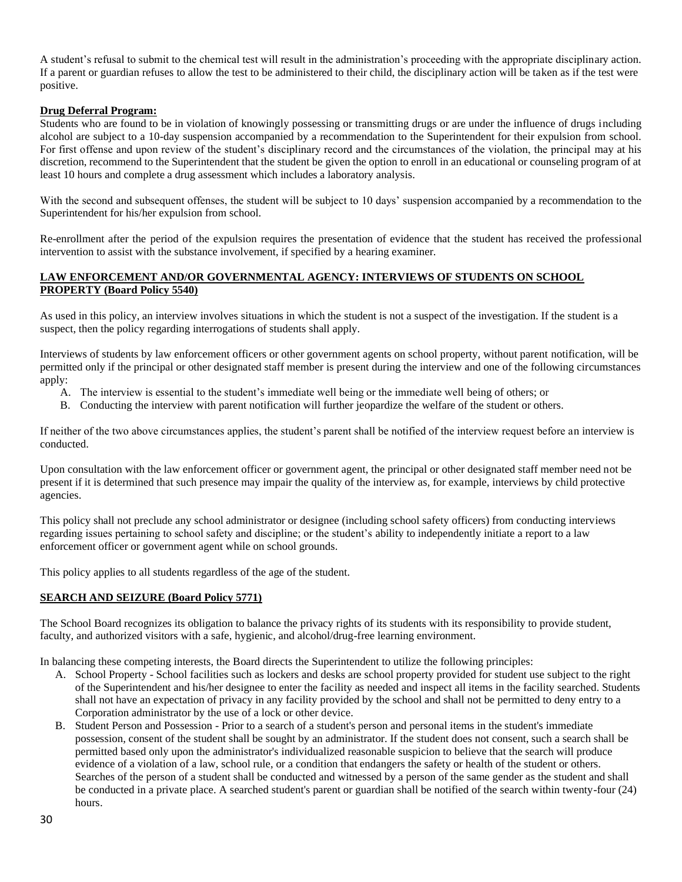A student's refusal to submit to the chemical test will result in the administration's proceeding with the appropriate disciplinary action. If a parent or guardian refuses to allow the test to be administered to their child, the disciplinary action will be taken as if the test were positive.

**Drug Deferral Program:**

Students who are found to be in violation of knowingly possessing or transmitting drugs or are under the influence of drugs including alcohol are subject to a 10-day suspension accompanied by a recommendation to the Superintendent for their expulsion from school. For first offense and upon review of the student's disciplinary record and the circumstances of the violation, the principal may at his discretion, recommend to the Superintendent that the student be given the option to enroll in an educational or counseling program of at least 10 hours and complete a drug assessment which includes a laboratory analysis.

With the second and subsequent offenses, the student will be subject to 10 days' suspension accompanied by a recommendation to the Superintendent for his/her expulsion from school.

Re-enrollment after the period of the expulsion requires the presentation of evidence that the student has received the professional intervention to assist with the substance involvement, if specified by a hearing examiner.

## LAW ENFORCEMENT AND/OR GOVERNMENTAL AGENCY: INTERVIEWS OF STUDENTS ON SCHOOL PROPERTY (Board Policy 5540)

As used in this policy, an interview involves situations in which the student is not a suspect of the investigation. If the student is a suspect, then the policy regarding interrogations of students shall apply.

Interviews of students by law enforcement officers or other government agents on school property, without parent notification, will be permitted only if the principal or other designated staff member is present during the interview and one of the following circumstances apply:

A. The interview is essential to the student's immediate well being or the immediate well being of others; or
B. Conducting the interview with parent notification will further jeopardize the welfare of the student or others.

If neither of the two above circumstances applies, the student's parent shall be notified of the interview request before an interview is conducted.

Upon consultation with the law enforcement officer or government agent, the principal or other designated staff member need not be present if it is determined that such presence may impair the quality of the interview as, for example, interviews by child protective agencies.

This policy shall not preclude any school administrator or designee (including school safety officers) from conducting interviews regarding issues pertaining to school safety and discipline; or the student's ability to independently initiate a report to a law enforcement officer or government agent while on school grounds.

This policy applies to all students regardless of the age of the student.

## SEARCH AND SEIZURE (Board Policy 5771)

The School Board recognizes its obligation to balance the privacy rights of its students with its responsibility to provide student, faculty, and authorized visitors with a safe, hygienic, and alcohol/drug-free learning environment.

In balancing these competing interests, the Board directs the Superintendent to utilize the following principles:

A. School Property - School facilities such as lockers and desks are school property provided for student use subject to the right of the Superintendent and his/her designee to enter the facility as needed and inspect all items in the facility searched. Students shall not have an expectation of privacy in any facility provided by the school and shall not be permitted to deny entry to a Corporation administrator by the use of a lock or other device.
B. Student Person and Possession - Prior to a search of a student's person and personal items in the student's immediate possession, consent of the student shall be sought by an administrator. If the student does not consent, such a search shall be permitted based only upon the administrator's individualized reasonable suspicion to believe that the search will produce evidence of a violation of a law, school rule, or a condition that endangers the safety or health of the student or others. Searches of the person of a student shall be conducted and witnessed by a person of the same gender as the student and shall be conducted in a private place. A searched student's parent or guardian shall be notified of the search within twenty-four (24) hours.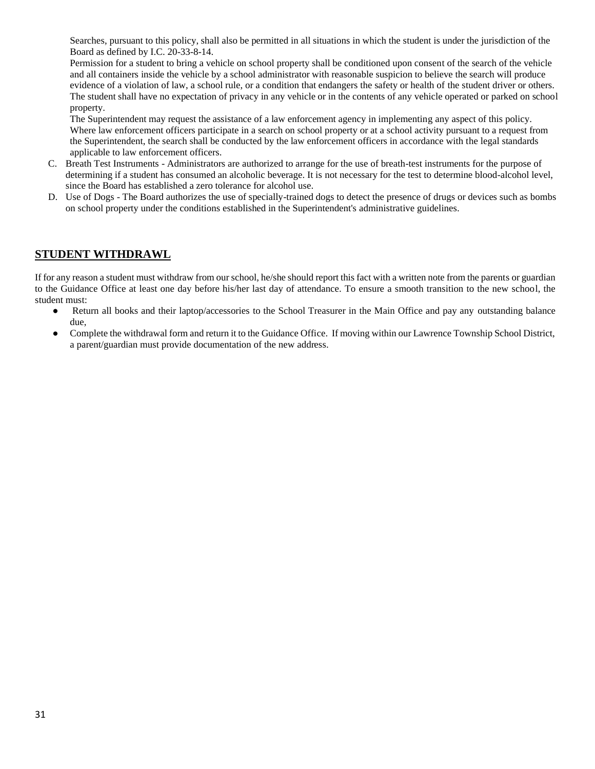Searches, pursuant to this policy, shall also be permitted in all situations in which the student is under the jurisdiction of the Board as defined by I.C. 20-33-8-14.

Permission for a student to bring a vehicle on school property shall be conditioned upon consent of the search of the vehicle and all containers inside the vehicle by a school administrator with reasonable suspicion to believe the search will produce evidence of a violation of law, a school rule, or a condition that endangers the safety or health of the student driver or others. The student shall have no expectation of privacy in any vehicle or in the contents of any vehicle operated or parked on school property.

The Superintendent may request the assistance of a law enforcement agency in implementing any aspect of this policy. Where law enforcement officers participate in a search on school property or at a school activity pursuant to a request from the Superintendent, the search shall be conducted by the law enforcement officers in accordance with the legal standards applicable to law enforcement officers.

C. Breath Test Instruments - Administrators are authorized to arrange for the use of breath-test instruments for the purpose of determining if a student has consumed an alcoholic beverage. It is not necessary for the test to determine blood-alcohol level, since the Board has established a zero tolerance for alcohol use.
D. Use of Dogs - The Board authorizes the use of specially-trained dogs to detect the presence of drugs or devices such as bombs on school property under the conditions established in the Superintendent's administrative guidelines.

## STUDENT WITHDRAWL

If for any reason a student must withdraw from our school, he/she should report this fact with a written note from the parents or guardian to the Guidance Office at least one day before his/her last day of attendance. To ensure a smooth transition to the new school, the student must:

- Return all books and their laptop/accessories to the School Treasurer in the Main Office and pay any outstanding balance due,
- Complete the withdrawal form and return it to the Guidance Office. If moving within our Lawrence Township School District, a parent/guardian must provide documentation of the new address.